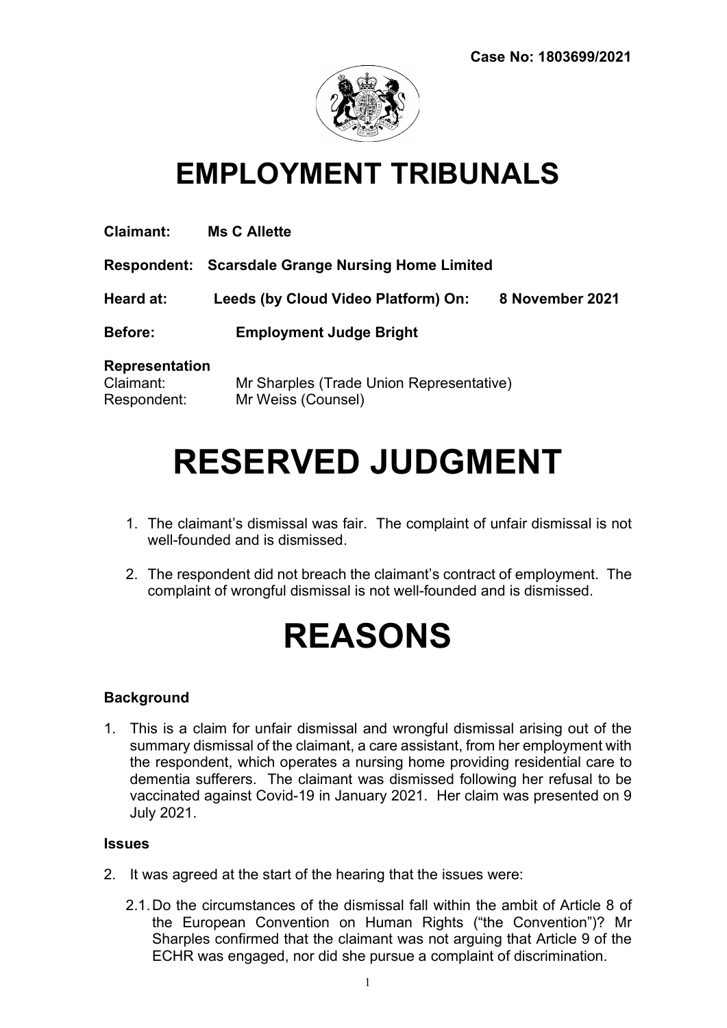**Case No: 1803699/2021**

# EMPLOYMENT TRIBUNALS

**Claimant:** **Ms C Allette**

**Respondent:** **Scarsdale Grange Nursing Home Limited**

**Heard at:** **Leeds (by Cloud Video Platform) On:** **8 November 2021**

**Before:** **Employment Judge Bright**

**Representation**
Claimant: Mr Sharples (Trade Union Representative)
Respondent: Mr Weiss (Counsel)

# RESERVED JUDGMENT

1. The claimant's dismissal was fair. The complaint of unfair dismissal is not well-founded and is dismissed.

2. The respondent did not breach the claimant's contract of employment. The complaint of wrongful dismissal is not well-founded and is dismissed.

# REASONS

### Background

1. This is a claim for unfair dismissal and wrongful dismissal arising out of the summary dismissal of the claimant, a care assistant, from her employment with the respondent, which operates a nursing home providing residential care to dementia sufferers. The claimant was dismissed following her refusal to be vaccinated against Covid-19 in January 2021. Her claim was presented on 9 July 2021.

### Issues

2. It was agreed at the start of the hearing that the issues were:

   2.1. Do the circumstances of the dismissal fall within the ambit of Article 8 of the European Convention on Human Rights ("the Convention")? Mr Sharples confirmed that the claimant was not arguing that Article 9 of the ECHR was engaged, nor did she pursue a complaint of discrimination.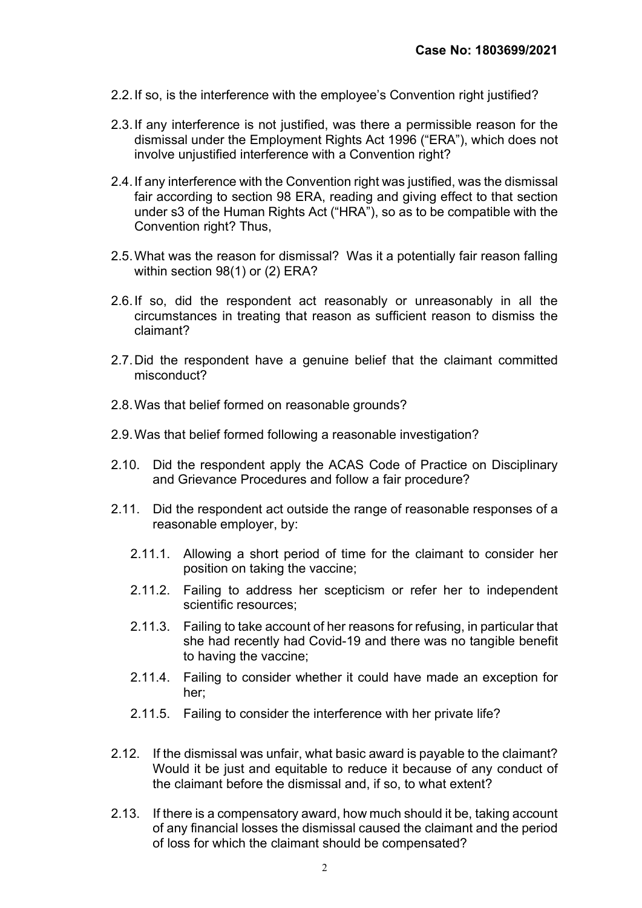2.2. If so, is the interference with the employee's Convention right justified?

2.3. If any interference is not justified, was there a permissible reason for the dismissal under the Employment Rights Act 1996 ("ERA"), which does not involve unjustified interference with a Convention right?

2.4. If any interference with the Convention right was justified, was the dismissal fair according to section 98 ERA, reading and giving effect to that section under s3 of the Human Rights Act ("HRA"), so as to be compatible with the Convention right? Thus,

2.5. What was the reason for dismissal? Was it a potentially fair reason falling within section 98(1) or (2) ERA?

2.6. If so, did the respondent act reasonably or unreasonably in all the circumstances in treating that reason as sufficient reason to dismiss the claimant?

2.7. Did the respondent have a genuine belief that the claimant committed misconduct?

2.8. Was that belief formed on reasonable grounds?

2.9. Was that belief formed following a reasonable investigation?

2.10. Did the respondent apply the ACAS Code of Practice on Disciplinary and Grievance Procedures and follow a fair procedure?

2.11. Did the respondent act outside the range of reasonable responses of a reasonable employer, by:

   2.11.1. Allowing a short period of time for the claimant to consider her position on taking the vaccine;

   2.11.2. Failing to address her scepticism or refer her to independent scientific resources;

   2.11.3. Failing to take account of her reasons for refusing, in particular that she had recently had Covid-19 and there was no tangible benefit to having the vaccine;

   2.11.4. Failing to consider whether it could have made an exception for her;

   2.11.5. Failing to consider the interference with her private life?

2.12. If the dismissal was unfair, what basic award is payable to the claimant? Would it be just and equitable to reduce it because of any conduct of the claimant before the dismissal and, if so, to what extent?

2.13. If there is a compensatory award, how much should it be, taking account of any financial losses the dismissal caused the claimant and the period of loss for which the claimant should be compensated?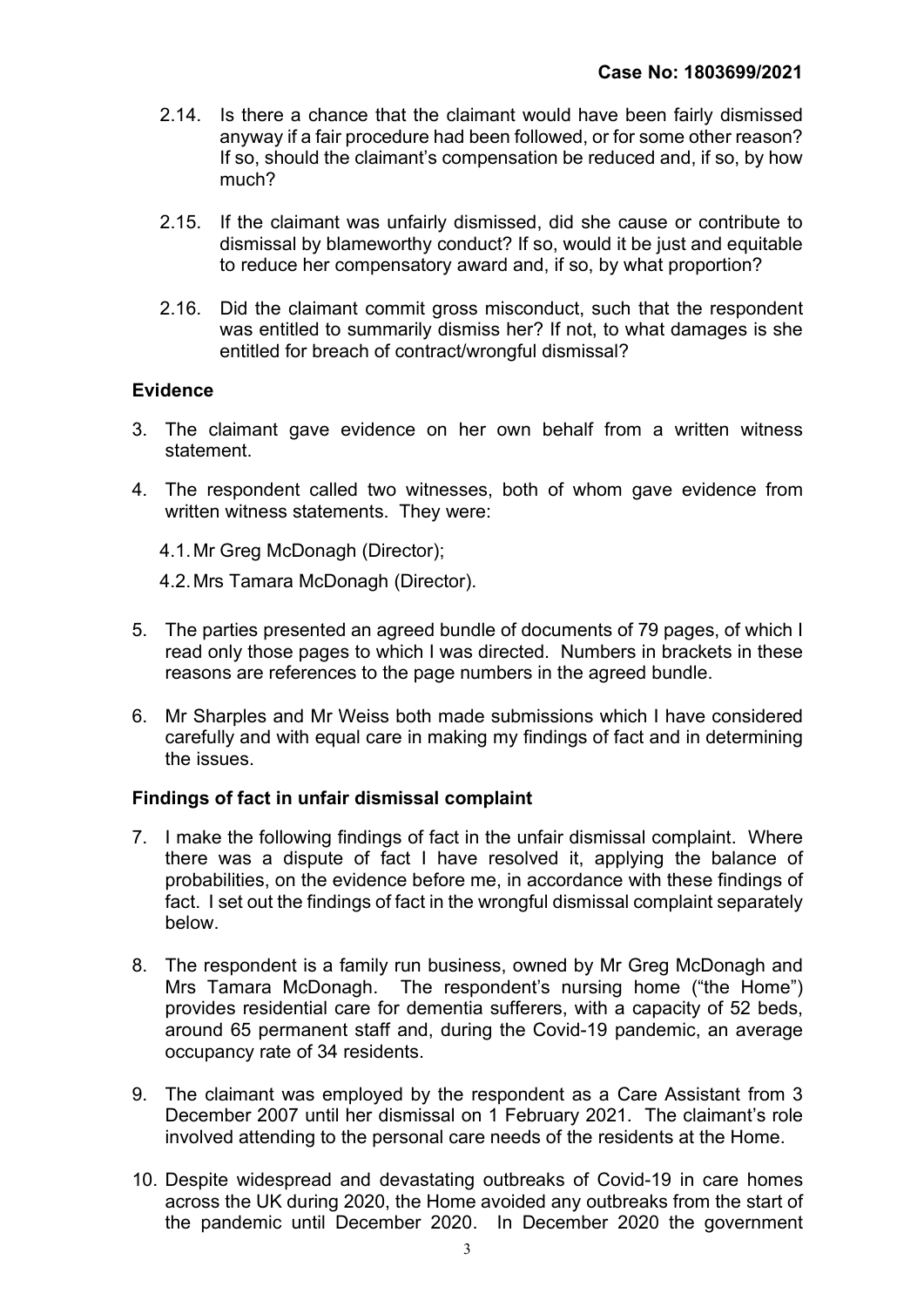2.14. Is there a chance that the claimant would have been fairly dismissed anyway if a fair procedure had been followed, or for some other reason? If so, should the claimant's compensation be reduced and, if so, by how much?

2.15. If the claimant was unfairly dismissed, did she cause or contribute to dismissal by blameworthy conduct? If so, would it be just and equitable to reduce her compensatory award and, if so, by what proportion?

2.16. Did the claimant commit gross misconduct, such that the respondent was entitled to summarily dismiss her? If not, to what damages is she entitled for breach of contract/wrongful dismissal?

**Evidence**

3. The claimant gave evidence on her own behalf from a written witness statement.

4. The respondent called two witnesses, both of whom gave evidence from written witness statements. They were:

   4.1. Mr Greg McDonagh (Director);

   4.2. Mrs Tamara McDonagh (Director).

5. The parties presented an agreed bundle of documents of 79 pages, of which I read only those pages to which I was directed. Numbers in brackets in these reasons are references to the page numbers in the agreed bundle.

6. Mr Sharples and Mr Weiss both made submissions which I have considered carefully and with equal care in making my findings of fact and in determining the issues.

**Findings of fact in unfair dismissal complaint**

7. I make the following findings of fact in the unfair dismissal complaint. Where there was a dispute of fact I have resolved it, applying the balance of probabilities, on the evidence before me, in accordance with these findings of fact. I set out the findings of fact in the wrongful dismissal complaint separately below.

8. The respondent is a family run business, owned by Mr Greg McDonagh and Mrs Tamara McDonagh. The respondent's nursing home ("the Home") provides residential care for dementia sufferers, with a capacity of 52 beds, around 65 permanent staff and, during the Covid-19 pandemic, an average occupancy rate of 34 residents.

9. The claimant was employed by the respondent as a Care Assistant from 3 December 2007 until her dismissal on 1 February 2021. The claimant's role involved attending to the personal care needs of the residents at the Home.

10. Despite widespread and devastating outbreaks of Covid-19 in care homes across the UK during 2020, the Home avoided any outbreaks from the start of the pandemic until December 2020. In December 2020 the government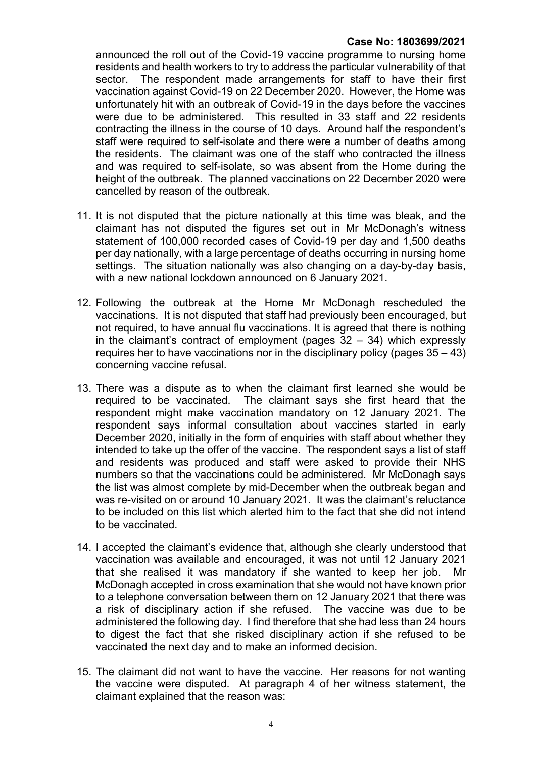announced the roll out of the Covid-19 vaccine programme to nursing home residents and health workers to try to address the particular vulnerability of that sector. The respondent made arrangements for staff to have their first vaccination against Covid-19 on 22 December 2020. However, the Home was unfortunately hit with an outbreak of Covid-19 in the days before the vaccines were due to be administered. This resulted in 33 staff and 22 residents contracting the illness in the course of 10 days. Around half the respondent's staff were required to self-isolate and there were a number of deaths among the residents. The claimant was one of the staff who contracted the illness and was required to self-isolate, so was absent from the Home during the height of the outbreak. The planned vaccinations on 22 December 2020 were cancelled by reason of the outbreak.

11. It is not disputed that the picture nationally at this time was bleak, and the claimant has not disputed the figures set out in Mr McDonagh's witness statement of 100,000 recorded cases of Covid-19 per day and 1,500 deaths per day nationally, with a large percentage of deaths occurring in nursing home settings. The situation nationally was also changing on a day-by-day basis, with a new national lockdown announced on 6 January 2021.

12. Following the outbreak at the Home Mr McDonagh rescheduled the vaccinations. It is not disputed that staff had previously been encouraged, but not required, to have annual flu vaccinations. It is agreed that there is nothing in the claimant's contract of employment (pages 32 – 34) which expressly requires her to have vaccinations nor in the disciplinary policy (pages 35 – 43) concerning vaccine refusal.

13. There was a dispute as to when the claimant first learned she would be required to be vaccinated. The claimant says she first heard that the respondent might make vaccination mandatory on 12 January 2021. The respondent says informal consultation about vaccines started in early December 2020, initially in the form of enquiries with staff about whether they intended to take up the offer of the vaccine. The respondent says a list of staff and residents was produced and staff were asked to provide their NHS numbers so that the vaccinations could be administered. Mr McDonagh says the list was almost complete by mid-December when the outbreak began and was re-visited on or around 10 January 2021. It was the claimant's reluctance to be included on this list which alerted him to the fact that she did not intend to be vaccinated.

14. I accepted the claimant's evidence that, although she clearly understood that vaccination was available and encouraged, it was not until 12 January 2021 that she realised it was mandatory if she wanted to keep her job. Mr McDonagh accepted in cross examination that she would not have known prior to a telephone conversation between them on 12 January 2021 that there was a risk of disciplinary action if she refused. The vaccine was due to be administered the following day. I find therefore that she had less than 24 hours to digest the fact that she risked disciplinary action if she refused to be vaccinated the next day and to make an informed decision.

15. The claimant did not want to have the vaccine. Her reasons for not wanting the vaccine were disputed. At paragraph 4 of her witness statement, the claimant explained that the reason was: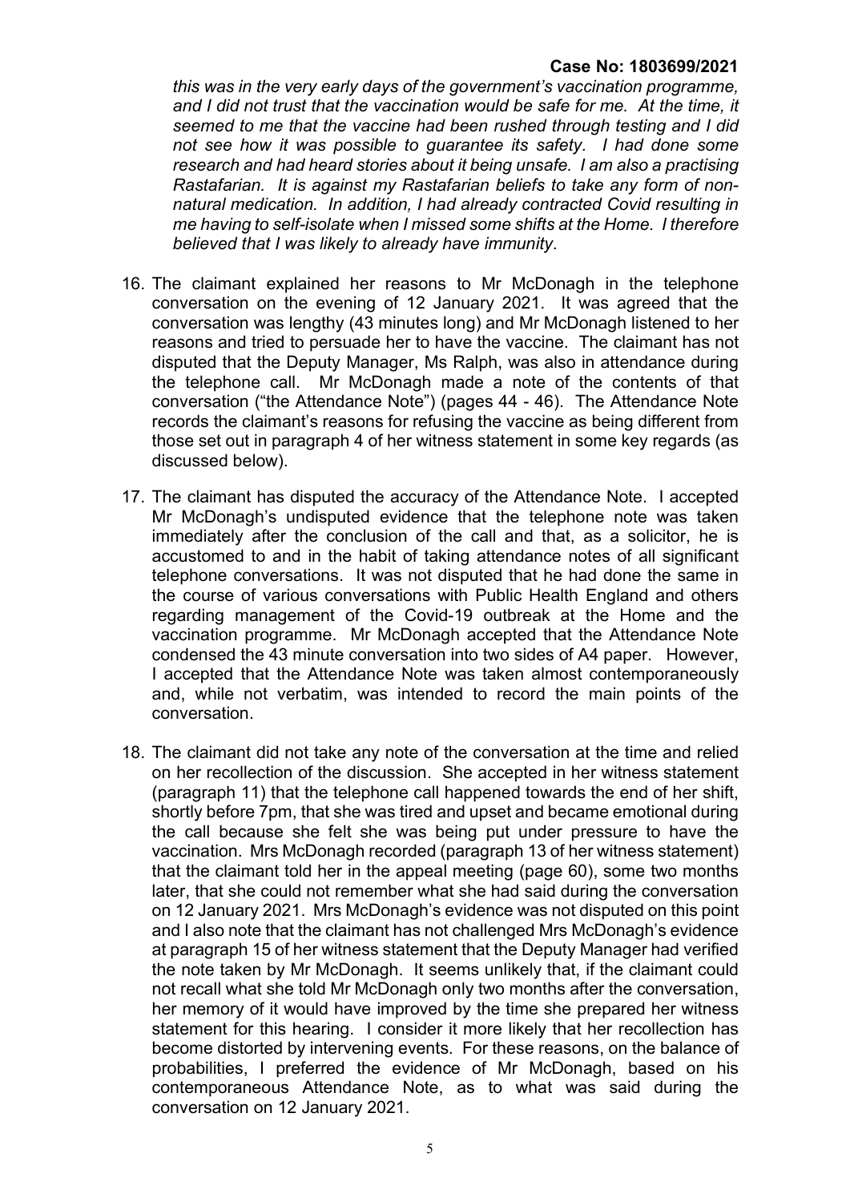*this was in the very early days of the government's vaccination programme, and I did not trust that the vaccination would be safe for me. At the time, it seemed to me that the vaccine had been rushed through testing and I did not see how it was possible to guarantee its safety. I had done some research and had heard stories about it being unsafe. I am also a practising Rastafarian. It is against my Rastafarian beliefs to take any form of non-natural medication. In addition, I had already contracted Covid resulting in me having to self-isolate when I missed some shifts at the Home. I therefore believed that I was likely to already have immunity*.

16. The claimant explained her reasons to Mr McDonagh in the telephone conversation on the evening of 12 January 2021. It was agreed that the conversation was lengthy (43 minutes long) and Mr McDonagh listened to her reasons and tried to persuade her to have the vaccine. The claimant has not disputed that the Deputy Manager, Ms Ralph, was also in attendance during the telephone call. Mr McDonagh made a note of the contents of that conversation ("the Attendance Note") (pages 44 - 46). The Attendance Note records the claimant's reasons for refusing the vaccine as being different from those set out in paragraph 4 of her witness statement in some key regards (as discussed below).

17. The claimant has disputed the accuracy of the Attendance Note. I accepted Mr McDonagh's undisputed evidence that the telephone note was taken immediately after the conclusion of the call and that, as a solicitor, he is accustomed to and in the habit of taking attendance notes of all significant telephone conversations. It was not disputed that he had done the same in the course of various conversations with Public Health England and others regarding management of the Covid-19 outbreak at the Home and the vaccination programme. Mr McDonagh accepted that the Attendance Note condensed the 43 minute conversation into two sides of A4 paper. However, I accepted that the Attendance Note was taken almost contemporaneously and, while not verbatim, was intended to record the main points of the conversation.

18. The claimant did not take any note of the conversation at the time and relied on her recollection of the discussion. She accepted in her witness statement (paragraph 11) that the telephone call happened towards the end of her shift, shortly before 7pm, that she was tired and upset and became emotional during the call because she felt she was being put under pressure to have the vaccination. Mrs McDonagh recorded (paragraph 13 of her witness statement) that the claimant told her in the appeal meeting (page 60), some two months later, that she could not remember what she had said during the conversation on 12 January 2021. Mrs McDonagh's evidence was not disputed on this point and I also note that the claimant has not challenged Mrs McDonagh's evidence at paragraph 15 of her witness statement that the Deputy Manager had verified the note taken by Mr McDonagh. It seems unlikely that, if the claimant could not recall what she told Mr McDonagh only two months after the conversation, her memory of it would have improved by the time she prepared her witness statement for this hearing. I consider it more likely that her recollection has become distorted by intervening events. For these reasons, on the balance of probabilities, I preferred the evidence of Mr McDonagh, based on his contemporaneous Attendance Note, as to what was said during the conversation on 12 January 2021.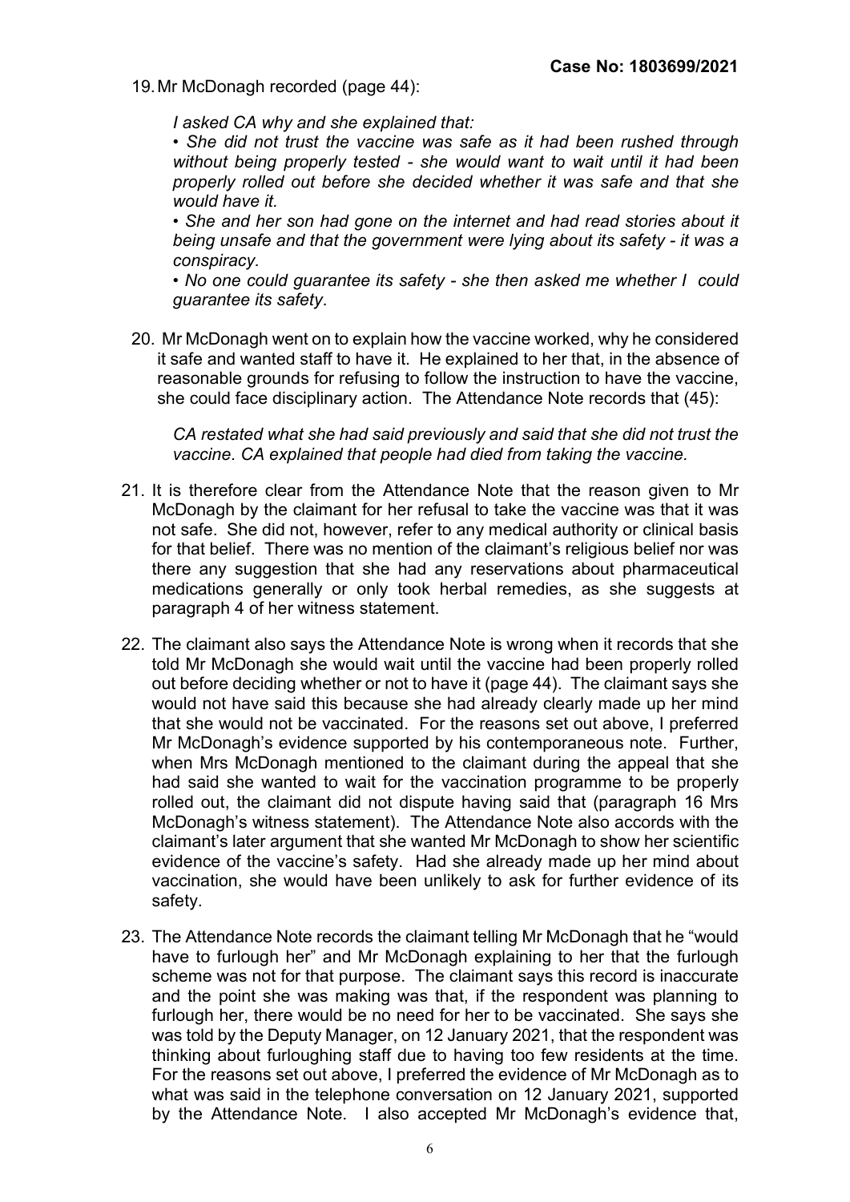19. Mr McDonagh recorded (page 44):

> *I asked CA why and she explained that:*
>
> *• She did not trust the vaccine was safe as it had been rushed through without being properly tested - she would want to wait until it had been properly rolled out before she decided whether it was safe and that she would have it.*
>
> *• She and her son had gone on the internet and had read stories about it being unsafe and that the government were lying about its safety - it was a conspiracy.*
>
> *• No one could guarantee its safety - she then asked me whether I could guarantee its safety.*

20. Mr McDonagh went on to explain how the vaccine worked, why he considered it safe and wanted staff to have it. He explained to her that, in the absence of reasonable grounds for refusing to follow the instruction to have the vaccine, she could face disciplinary action. The Attendance Note records that (45):

> *CA restated what she had said previously and said that she did not trust the vaccine. CA explained that people had died from taking the vaccine.*

21. It is therefore clear from the Attendance Note that the reason given to Mr McDonagh by the claimant for her refusal to take the vaccine was that it was not safe. She did not, however, refer to any medical authority or clinical basis for that belief. There was no mention of the claimant's religious belief nor was there any suggestion that she had any reservations about pharmaceutical medications generally or only took herbal remedies, as she suggests at paragraph 4 of her witness statement.

22. The claimant also says the Attendance Note is wrong when it records that she told Mr McDonagh she would wait until the vaccine had been properly rolled out before deciding whether or not to have it (page 44). The claimant says she would not have said this because she had already clearly made up her mind that she would not be vaccinated. For the reasons set out above, I preferred Mr McDonagh's evidence supported by his contemporaneous note. Further, when Mrs McDonagh mentioned to the claimant during the appeal that she had said she wanted to wait for the vaccination programme to be properly rolled out, the claimant did not dispute having said that (paragraph 16 Mrs McDonagh's witness statement). The Attendance Note also accords with the claimant's later argument that she wanted Mr McDonagh to show her scientific evidence of the vaccine's safety. Had she already made up her mind about vaccination, she would have been unlikely to ask for further evidence of its safety.

23. The Attendance Note records the claimant telling Mr McDonagh that he "would have to furlough her" and Mr McDonagh explaining to her that the furlough scheme was not for that purpose. The claimant says this record is inaccurate and the point she was making was that, if the respondent was planning to furlough her, there would be no need for her to be vaccinated. She says she was told by the Deputy Manager, on 12 January 2021, that the respondent was thinking about furloughing staff due to having too few residents at the time. For the reasons set out above, I preferred the evidence of Mr McDonagh as to what was said in the telephone conversation on 12 January 2021, supported by the Attendance Note. I also accepted Mr McDonagh's evidence that,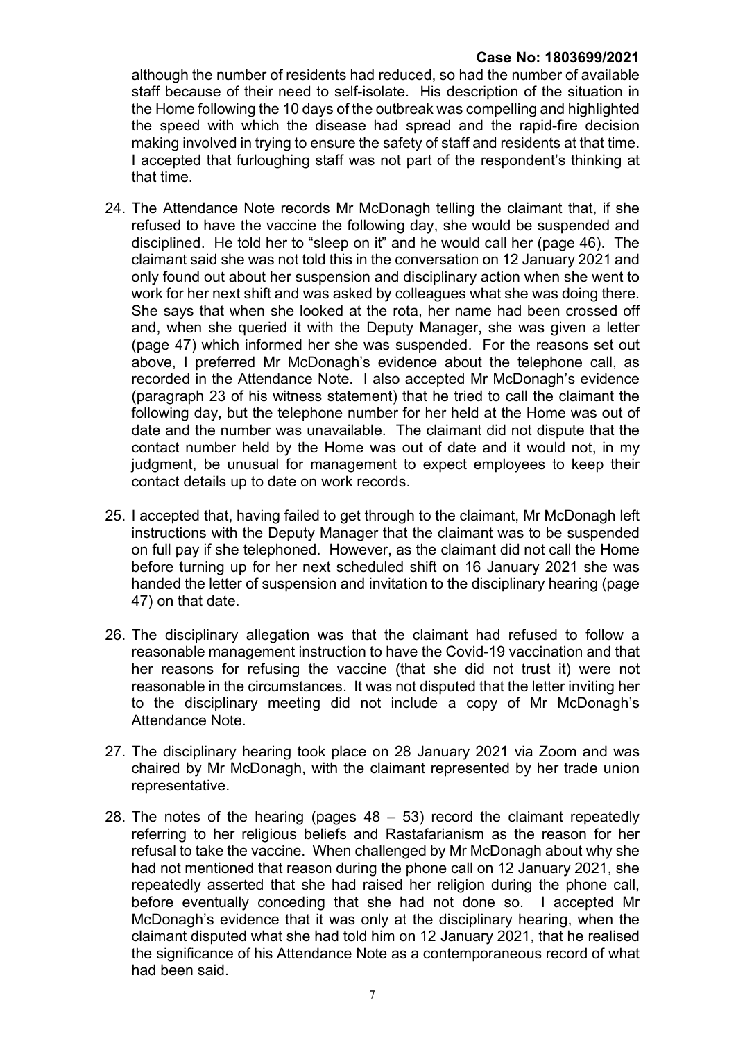although the number of residents had reduced, so had the number of available staff because of their need to self-isolate. His description of the situation in the Home following the 10 days of the outbreak was compelling and highlighted the speed with which the disease had spread and the rapid-fire decision making involved in trying to ensure the safety of staff and residents at that time. I accepted that furloughing staff was not part of the respondent's thinking at that time.

24. The Attendance Note records Mr McDonagh telling the claimant that, if she refused to have the vaccine the following day, she would be suspended and disciplined. He told her to "sleep on it" and he would call her (page 46). The claimant said she was not told this in the conversation on 12 January 2021 and only found out about her suspension and disciplinary action when she went to work for her next shift and was asked by colleagues what she was doing there. She says that when she looked at the rota, her name had been crossed off and, when she queried it with the Deputy Manager, she was given a letter (page 47) which informed her she was suspended. For the reasons set out above, I preferred Mr McDonagh's evidence about the telephone call, as recorded in the Attendance Note. I also accepted Mr McDonagh's evidence (paragraph 23 of his witness statement) that he tried to call the claimant the following day, but the telephone number for her held at the Home was out of date and the number was unavailable. The claimant did not dispute that the contact number held by the Home was out of date and it would not, in my judgment, be unusual for management to expect employees to keep their contact details up to date on work records.

25. I accepted that, having failed to get through to the claimant, Mr McDonagh left instructions with the Deputy Manager that the claimant was to be suspended on full pay if she telephoned. However, as the claimant did not call the Home before turning up for her next scheduled shift on 16 January 2021 she was handed the letter of suspension and invitation to the disciplinary hearing (page 47) on that date.

26. The disciplinary allegation was that the claimant had refused to follow a reasonable management instruction to have the Covid-19 vaccination and that her reasons for refusing the vaccine (that she did not trust it) were not reasonable in the circumstances. It was not disputed that the letter inviting her to the disciplinary meeting did not include a copy of Mr McDonagh's Attendance Note.

27. The disciplinary hearing took place on 28 January 2021 via Zoom and was chaired by Mr McDonagh, with the claimant represented by her trade union representative.

28. The notes of the hearing (pages 48 – 53) record the claimant repeatedly referring to her religious beliefs and Rastafarianism as the reason for her refusal to take the vaccine. When challenged by Mr McDonagh about why she had not mentioned that reason during the phone call on 12 January 2021, she repeatedly asserted that she had raised her religion during the phone call, before eventually conceding that she had not done so. I accepted Mr McDonagh's evidence that it was only at the disciplinary hearing, when the claimant disputed what she had told him on 12 January 2021, that he realised the significance of his Attendance Note as a contemporaneous record of what had been said.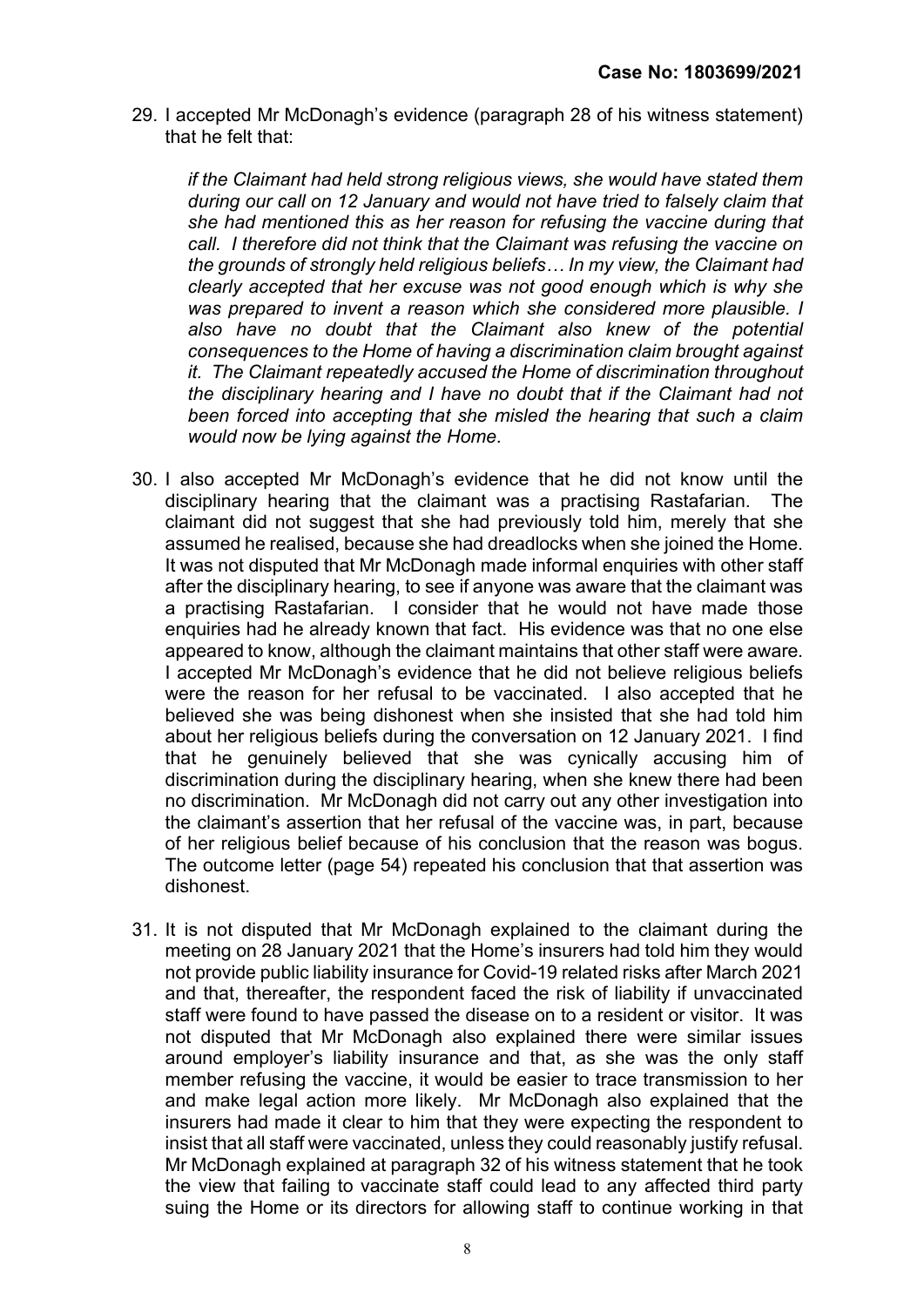29. I accepted Mr McDonagh's evidence (paragraph 28 of his witness statement) that he felt that:

 *if the Claimant had held strong religious views, she would have stated them during our call on 12 January and would not have tried to falsely claim that she had mentioned this as her reason for refusing the vaccine during that call. I therefore did not think that the Claimant was refusing the vaccine on the grounds of strongly held religious beliefs… In my view, the Claimant had clearly accepted that her excuse was not good enough which is why she was prepared to invent a reason which she considered more plausible. I also have no doubt that the Claimant also knew of the potential consequences to the Home of having a discrimination claim brought against it. The Claimant repeatedly accused the Home of discrimination throughout the disciplinary hearing and I have no doubt that if the Claimant had not been forced into accepting that she misled the hearing that such a claim would now be lying against the Home*.

30. I also accepted Mr McDonagh's evidence that he did not know until the disciplinary hearing that the claimant was a practising Rastafarian. The claimant did not suggest that she had previously told him, merely that she assumed he realised, because she had dreadlocks when she joined the Home. It was not disputed that Mr McDonagh made informal enquiries with other staff after the disciplinary hearing, to see if anyone was aware that the claimant was a practising Rastafarian. I consider that he would not have made those enquiries had he already known that fact. His evidence was that no one else appeared to know, although the claimant maintains that other staff were aware. I accepted Mr McDonagh's evidence that he did not believe religious beliefs were the reason for her refusal to be vaccinated. I also accepted that he believed she was being dishonest when she insisted that she had told him about her religious beliefs during the conversation on 12 January 2021. I find that he genuinely believed that she was cynically accusing him of discrimination during the disciplinary hearing, when she knew there had been no discrimination. Mr McDonagh did not carry out any other investigation into the claimant's assertion that her refusal of the vaccine was, in part, because of her religious belief because of his conclusion that the reason was bogus. The outcome letter (page 54) repeated his conclusion that that assertion was dishonest.

31. It is not disputed that Mr McDonagh explained to the claimant during the meeting on 28 January 2021 that the Home's insurers had told him they would not provide public liability insurance for Covid-19 related risks after March 2021 and that, thereafter, the respondent faced the risk of liability if unvaccinated staff were found to have passed the disease on to a resident or visitor. It was not disputed that Mr McDonagh also explained there were similar issues around employer's liability insurance and that, as she was the only staff member refusing the vaccine, it would be easier to trace transmission to her and make legal action more likely. Mr McDonagh also explained that the insurers had made it clear to him that they were expecting the respondent to insist that all staff were vaccinated, unless they could reasonably justify refusal. Mr McDonagh explained at paragraph 32 of his witness statement that he took the view that failing to vaccinate staff could lead to any affected third party suing the Home or its directors for allowing staff to continue working in that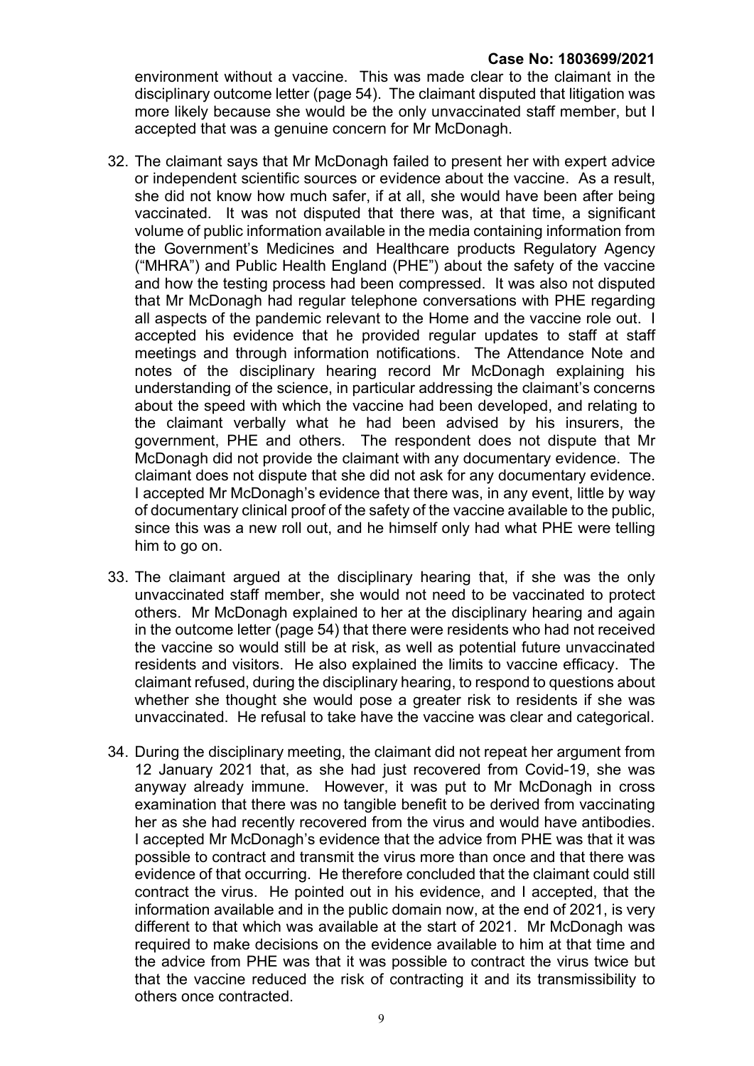environment without a vaccine. This was made clear to the claimant in the disciplinary outcome letter (page 54). The claimant disputed that litigation was more likely because she would be the only unvaccinated staff member, but I accepted that was a genuine concern for Mr McDonagh.

32. The claimant says that Mr McDonagh failed to present her with expert advice or independent scientific sources or evidence about the vaccine. As a result, she did not know how much safer, if at all, she would have been after being vaccinated. It was not disputed that there was, at that time, a significant volume of public information available in the media containing information from the Government's Medicines and Healthcare products Regulatory Agency ("MHRA") and Public Health England (PHE") about the safety of the vaccine and how the testing process had been compressed. It was also not disputed that Mr McDonagh had regular telephone conversations with PHE regarding all aspects of the pandemic relevant to the Home and the vaccine role out. I accepted his evidence that he provided regular updates to staff at staff meetings and through information notifications. The Attendance Note and notes of the disciplinary hearing record Mr McDonagh explaining his understanding of the science, in particular addressing the claimant's concerns about the speed with which the vaccine had been developed, and relating to the claimant verbally what he had been advised by his insurers, the government, PHE and others. The respondent does not dispute that Mr McDonagh did not provide the claimant with any documentary evidence. The claimant does not dispute that she did not ask for any documentary evidence. I accepted Mr McDonagh's evidence that there was, in any event, little by way of documentary clinical proof of the safety of the vaccine available to the public, since this was a new roll out, and he himself only had what PHE were telling him to go on.

33. The claimant argued at the disciplinary hearing that, if she was the only unvaccinated staff member, she would not need to be vaccinated to protect others. Mr McDonagh explained to her at the disciplinary hearing and again in the outcome letter (page 54) that there were residents who had not received the vaccine so would still be at risk, as well as potential future unvaccinated residents and visitors. He also explained the limits to vaccine efficacy. The claimant refused, during the disciplinary hearing, to respond to questions about whether she thought she would pose a greater risk to residents if she was unvaccinated. He refusal to take have the vaccine was clear and categorical.

34. During the disciplinary meeting, the claimant did not repeat her argument from 12 January 2021 that, as she had just recovered from Covid-19, she was anyway already immune. However, it was put to Mr McDonagh in cross examination that there was no tangible benefit to be derived from vaccinating her as she had recently recovered from the virus and would have antibodies. I accepted Mr McDonagh's evidence that the advice from PHE was that it was possible to contract and transmit the virus more than once and that there was evidence of that occurring. He therefore concluded that the claimant could still contract the virus. He pointed out in his evidence, and I accepted, that the information available and in the public domain now, at the end of 2021, is very different to that which was available at the start of 2021. Mr McDonagh was required to make decisions on the evidence available to him at that time and the advice from PHE was that it was possible to contract the virus twice but that the vaccine reduced the risk of contracting it and its transmissibility to others once contracted.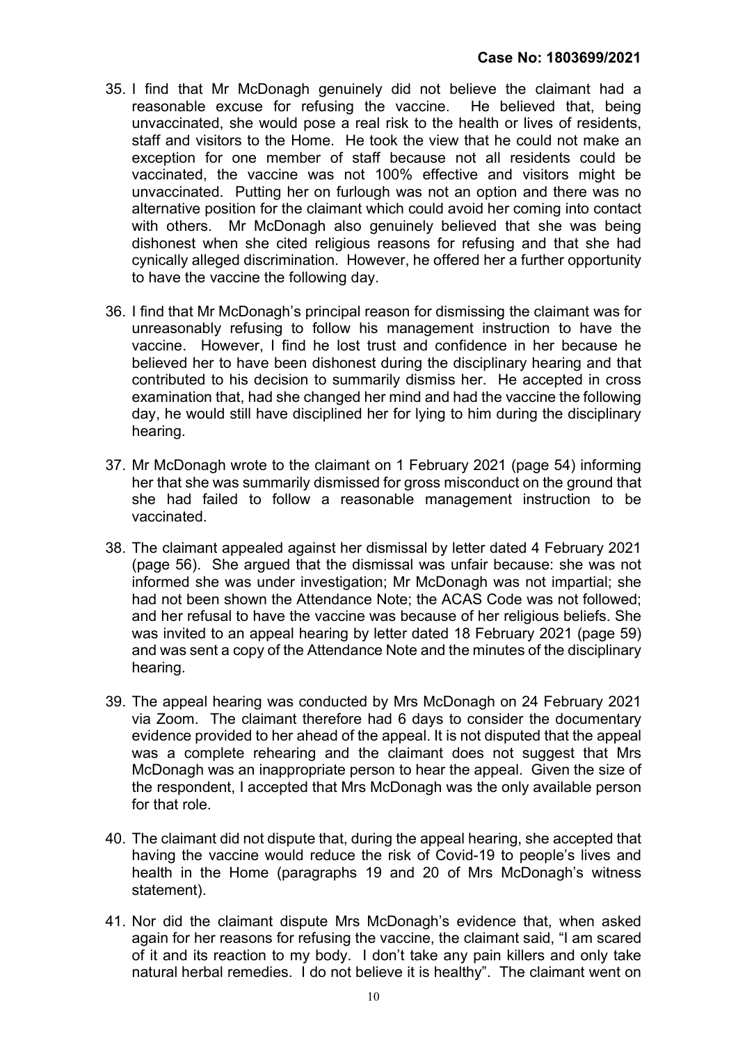35. I find that Mr McDonagh genuinely did not believe the claimant had a reasonable excuse for refusing the vaccine. He believed that, being unvaccinated, she would pose a real risk to the health or lives of residents, staff and visitors to the Home. He took the view that he could not make an exception for one member of staff because not all residents could be vaccinated, the vaccine was not 100% effective and visitors might be unvaccinated. Putting her on furlough was not an option and there was no alternative position for the claimant which could avoid her coming into contact with others. Mr McDonagh also genuinely believed that she was being dishonest when she cited religious reasons for refusing and that she had cynically alleged discrimination. However, he offered her a further opportunity to have the vaccine the following day.

36. I find that Mr McDonagh's principal reason for dismissing the claimant was for unreasonably refusing to follow his management instruction to have the vaccine. However, I find he lost trust and confidence in her because he believed her to have been dishonest during the disciplinary hearing and that contributed to his decision to summarily dismiss her. He accepted in cross examination that, had she changed her mind and had the vaccine the following day, he would still have disciplined her for lying to him during the disciplinary hearing.

37. Mr McDonagh wrote to the claimant on 1 February 2021 (page 54) informing her that she was summarily dismissed for gross misconduct on the ground that she had failed to follow a reasonable management instruction to be vaccinated.

38. The claimant appealed against her dismissal by letter dated 4 February 2021 (page 56). She argued that the dismissal was unfair because: she was not informed she was under investigation; Mr McDonagh was not impartial; she had not been shown the Attendance Note; the ACAS Code was not followed; and her refusal to have the vaccine was because of her religious beliefs. She was invited to an appeal hearing by letter dated 18 February 2021 (page 59) and was sent a copy of the Attendance Note and the minutes of the disciplinary hearing.

39. The appeal hearing was conducted by Mrs McDonagh on 24 February 2021 via Zoom. The claimant therefore had 6 days to consider the documentary evidence provided to her ahead of the appeal. It is not disputed that the appeal was a complete rehearing and the claimant does not suggest that Mrs McDonagh was an inappropriate person to hear the appeal. Given the size of the respondent, I accepted that Mrs McDonagh was the only available person for that role.

40. The claimant did not dispute that, during the appeal hearing, she accepted that having the vaccine would reduce the risk of Covid-19 to people's lives and health in the Home (paragraphs 19 and 20 of Mrs McDonagh's witness statement).

41. Nor did the claimant dispute Mrs McDonagh's evidence that, when asked again for her reasons for refusing the vaccine, the claimant said, "I am scared of it and its reaction to my body. I don't take any pain killers and only take natural herbal remedies. I do not believe it is healthy". The claimant went on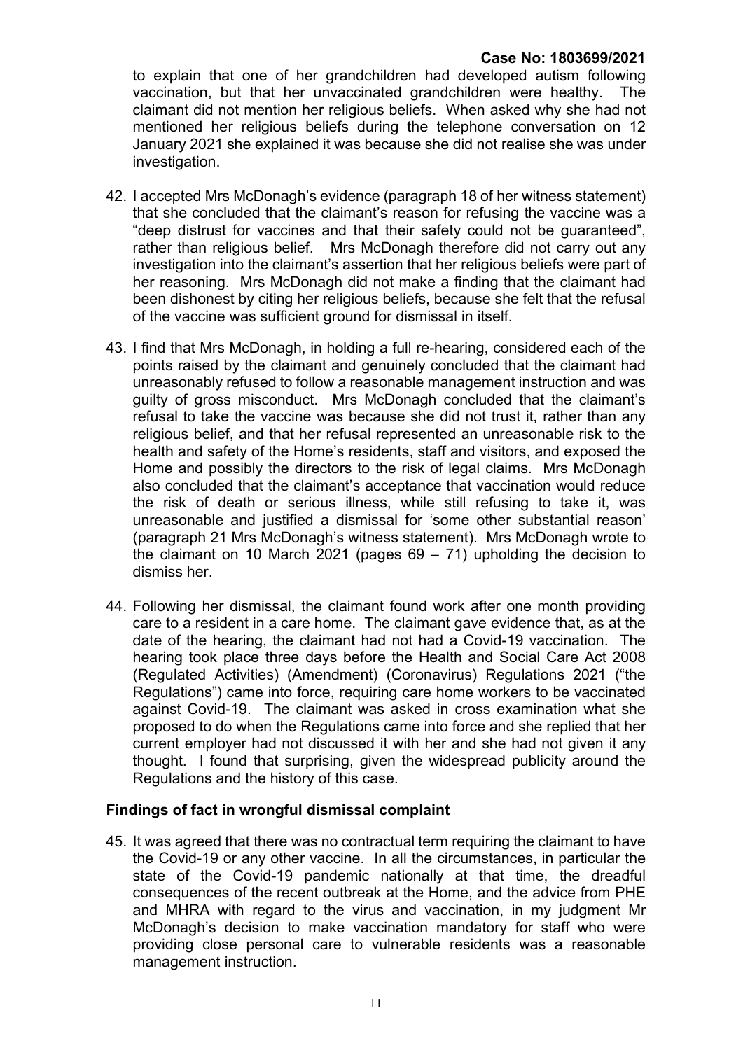to explain that one of her grandchildren had developed autism following vaccination, but that her unvaccinated grandchildren were healthy. The claimant did not mention her religious beliefs. When asked why she had not mentioned her religious beliefs during the telephone conversation on 12 January 2021 she explained it was because she did not realise she was under investigation.

42. I accepted Mrs McDonagh's evidence (paragraph 18 of her witness statement) that she concluded that the claimant's reason for refusing the vaccine was a "deep distrust for vaccines and that their safety could not be guaranteed", rather than religious belief. Mrs McDonagh therefore did not carry out any investigation into the claimant's assertion that her religious beliefs were part of her reasoning. Mrs McDonagh did not make a finding that the claimant had been dishonest by citing her religious beliefs, because she felt that the refusal of the vaccine was sufficient ground for dismissal in itself.

43. I find that Mrs McDonagh, in holding a full re-hearing, considered each of the points raised by the claimant and genuinely concluded that the claimant had unreasonably refused to follow a reasonable management instruction and was guilty of gross misconduct. Mrs McDonagh concluded that the claimant's refusal to take the vaccine was because she did not trust it, rather than any religious belief, and that her refusal represented an unreasonable risk to the health and safety of the Home's residents, staff and visitors, and exposed the Home and possibly the directors to the risk of legal claims. Mrs McDonagh also concluded that the claimant's acceptance that vaccination would reduce the risk of death or serious illness, while still refusing to take it, was unreasonable and justified a dismissal for 'some other substantial reason' (paragraph 21 Mrs McDonagh's witness statement). Mrs McDonagh wrote to the claimant on 10 March 2021 (pages 69 – 71) upholding the decision to dismiss her.

44. Following her dismissal, the claimant found work after one month providing care to a resident in a care home. The claimant gave evidence that, as at the date of the hearing, the claimant had not had a Covid-19 vaccination. The hearing took place three days before the Health and Social Care Act 2008 (Regulated Activities) (Amendment) (Coronavirus) Regulations 2021 ("the Regulations") came into force, requiring care home workers to be vaccinated against Covid-19. The claimant was asked in cross examination what she proposed to do when the Regulations came into force and she replied that her current employer had not discussed it with her and she had not given it any thought. I found that surprising, given the widespread publicity around the Regulations and the history of this case.

## Findings of fact in wrongful dismissal complaint

45. It was agreed that there was no contractual term requiring the claimant to have the Covid-19 or any other vaccine. In all the circumstances, in particular the state of the Covid-19 pandemic nationally at that time, the dreadful consequences of the recent outbreak at the Home, and the advice from PHE and MHRA with regard to the virus and vaccination, in my judgment Mr McDonagh's decision to make vaccination mandatory for staff who were providing close personal care to vulnerable residents was a reasonable management instruction.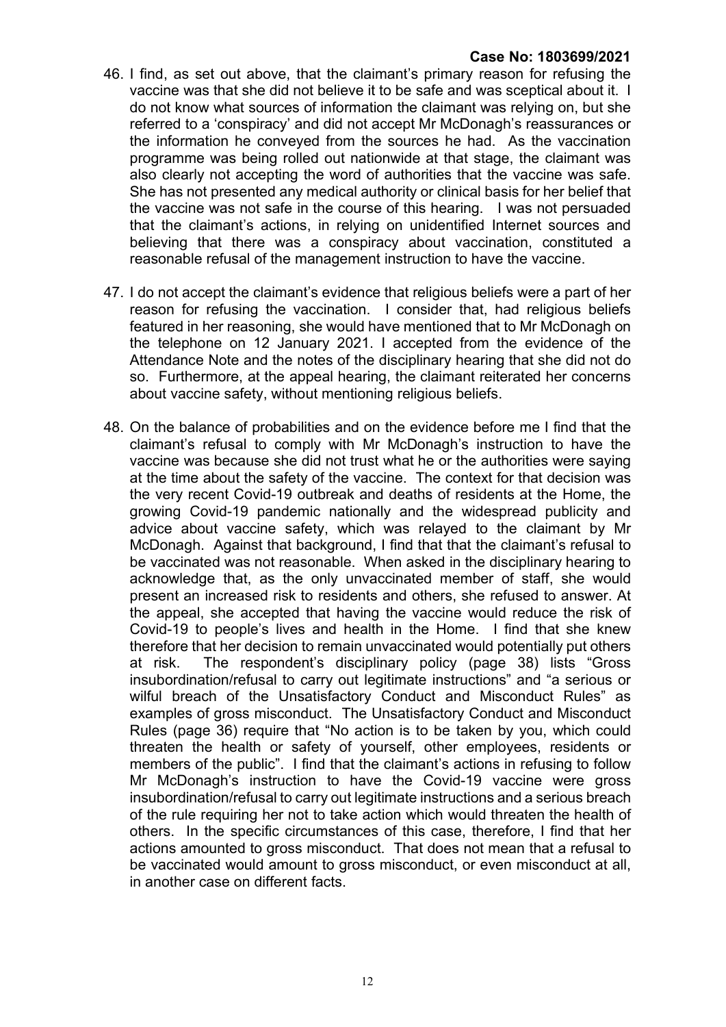46. I find, as set out above, that the claimant's primary reason for refusing the vaccine was that she did not believe it to be safe and was sceptical about it. I do not know what sources of information the claimant was relying on, but she referred to a 'conspiracy' and did not accept Mr McDonagh's reassurances or the information he conveyed from the sources he had. As the vaccination programme was being rolled out nationwide at that stage, the claimant was also clearly not accepting the word of authorities that the vaccine was safe. She has not presented any medical authority or clinical basis for her belief that the vaccine was not safe in the course of this hearing. I was not persuaded that the claimant's actions, in relying on unidentified Internet sources and believing that there was a conspiracy about vaccination, constituted a reasonable refusal of the management instruction to have the vaccine.

47. I do not accept the claimant's evidence that religious beliefs were a part of her reason for refusing the vaccination. I consider that, had religious beliefs featured in her reasoning, she would have mentioned that to Mr McDonagh on the telephone on 12 January 2021. I accepted from the evidence of the Attendance Note and the notes of the disciplinary hearing that she did not do so. Furthermore, at the appeal hearing, the claimant reiterated her concerns about vaccine safety, without mentioning religious beliefs.

48. On the balance of probabilities and on the evidence before me I find that the claimant's refusal to comply with Mr McDonagh's instruction to have the vaccine was because she did not trust what he or the authorities were saying at the time about the safety of the vaccine. The context for that decision was the very recent Covid-19 outbreak and deaths of residents at the Home, the growing Covid-19 pandemic nationally and the widespread publicity and advice about vaccine safety, which was relayed to the claimant by Mr McDonagh. Against that background, I find that that the claimant's refusal to be vaccinated was not reasonable. When asked in the disciplinary hearing to acknowledge that, as the only unvaccinated member of staff, she would present an increased risk to residents and others, she refused to answer. At the appeal, she accepted that having the vaccine would reduce the risk of Covid-19 to people's lives and health in the Home. I find that she knew therefore that her decision to remain unvaccinated would potentially put others at risk. The respondent's disciplinary policy (page 38) lists "Gross insubordination/refusal to carry out legitimate instructions" and "a serious or wilful breach of the Unsatisfactory Conduct and Misconduct Rules" as examples of gross misconduct. The Unsatisfactory Conduct and Misconduct Rules (page 36) require that "No action is to be taken by you, which could threaten the health or safety of yourself, other employees, residents or members of the public". I find that the claimant's actions in refusing to follow Mr McDonagh's instruction to have the Covid-19 vaccine were gross insubordination/refusal to carry out legitimate instructions and a serious breach of the rule requiring her not to take action which would threaten the health of others. In the specific circumstances of this case, therefore, I find that her actions amounted to gross misconduct. That does not mean that a refusal to be vaccinated would amount to gross misconduct, or even misconduct at all, in another case on different facts.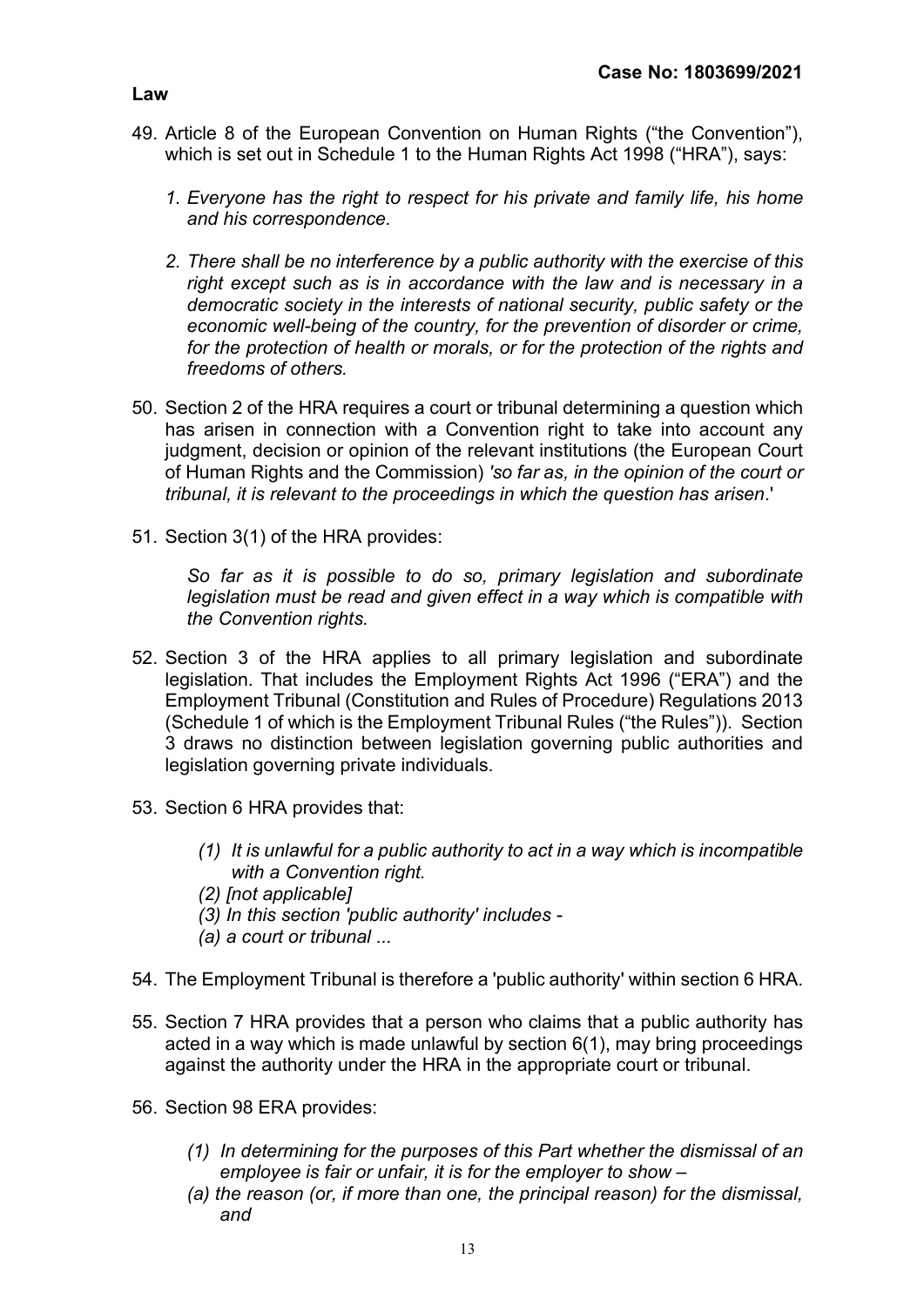**Law**

49. Article 8 of the European Convention on Human Rights ("the Convention"), which is set out in Schedule 1 to the Human Rights Act 1998 ("HRA"), says:

    1. *Everyone has the right to respect for his private and family life, his home and his correspondence.*

    2. *There shall be no interference by a public authority with the exercise of this right except such as is in accordance with the law and is necessary in a democratic society in the interests of national security, public safety or the economic well-being of the country, for the prevention of disorder or crime, for the protection of health or morals, or for the protection of the rights and freedoms of others.*

50. Section 2 of the HRA requires a court or tribunal determining a question which has arisen in connection with a Convention right to take into account any judgment, decision or opinion of the relevant institutions (the European Court of Human Rights and the Commission) *'so far as, in the opinion of the court or tribunal, it is relevant to the proceedings in which the question has arisen*.'

51. Section 3(1) of the HRA provides:

    *So far as it is possible to do so, primary legislation and subordinate legislation must be read and given effect in a way which is compatible with the Convention rights.*

52. Section 3 of the HRA applies to all primary legislation and subordinate legislation. That includes the Employment Rights Act 1996 ("ERA") and the Employment Tribunal (Constitution and Rules of Procedure) Regulations 2013 (Schedule 1 of which is the Employment Tribunal Rules ("the Rules")). Section 3 draws no distinction between legislation governing public authorities and legislation governing private individuals.

53. Section 6 HRA provides that:

    *(1) It is unlawful for a public authority to act in a way which is incompatible with a Convention right.*
    *(2) [not applicable]*
    *(3) In this section 'public authority' includes -*
    *(a) a court or tribunal ...*

54. The Employment Tribunal is therefore a 'public authority' within section 6 HRA.

55. Section 7 HRA provides that a person who claims that a public authority has acted in a way which is made unlawful by section 6(1), may bring proceedings against the authority under the HRA in the appropriate court or tribunal.

56. Section 98 ERA provides:

    *(1) In determining for the purposes of this Part whether the dismissal of an employee is fair or unfair, it is for the employer to show –*
    *(a) the reason (or, if more than one, the principal reason) for the dismissal, and*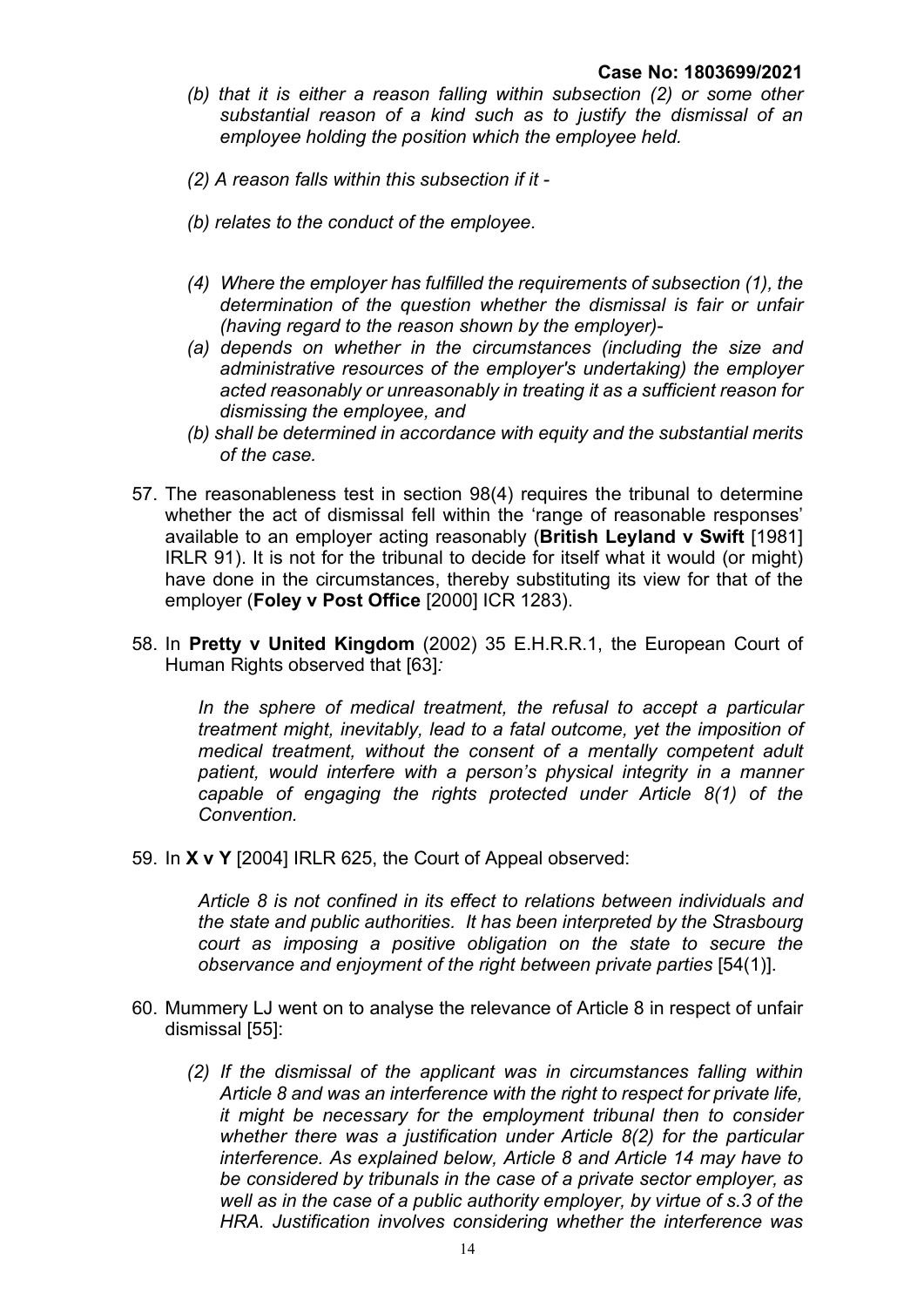*(b) that it is either a reason falling within subsection (2) or some other substantial reason of a kind such as to justify the dismissal of an employee holding the position which the employee held.*

*(2) A reason falls within this subsection if it -*

*(b) relates to the conduct of the employee.*

*(4) Where the employer has fulfilled the requirements of subsection (1), the determination of the question whether the dismissal is fair or unfair (having regard to the reason shown by the employer)-*

*(a) depends on whether in the circumstances (including the size and administrative resources of the employer's undertaking) the employer acted reasonably or unreasonably in treating it as a sufficient reason for dismissing the employee, and*

*(b) shall be determined in accordance with equity and the substantial merits of the case.*

57. The reasonableness test in section 98(4) requires the tribunal to determine whether the act of dismissal fell within the 'range of reasonable responses' available to an employer acting reasonably (**British Leyland v Swift** [1981] IRLR 91). It is not for the tribunal to decide for itself what it would (or might) have done in the circumstances, thereby substituting its view for that of the employer (**Foley v Post Office** [2000] ICR 1283).

58. In **Pretty v United Kingdom** (2002) 35 E.H.R.R.1, the European Court of Human Rights observed that [63]*:*

> *In the sphere of medical treatment, the refusal to accept a particular treatment might, inevitably, lead to a fatal outcome, yet the imposition of medical treatment, without the consent of a mentally competent adult patient, would interfere with a person's physical integrity in a manner capable of engaging the rights protected under Article 8(1) of the Convention.*

59. In **X v Y** [2004] IRLR 625, the Court of Appeal observed:

> *Article 8 is not confined in its effect to relations between individuals and the state and public authorities. It has been interpreted by the Strasbourg court as imposing a positive obligation on the state to secure the observance and enjoyment of the right between private parties* [54(1)].

60. Mummery LJ went on to analyse the relevance of Article 8 in respect of unfair dismissal [55]:

> *(2) If the dismissal of the applicant was in circumstances falling within Article 8 and was an interference with the right to respect for private life, it might be necessary for the employment tribunal then to consider whether there was a justification under Article 8(2) for the particular interference. As explained below, Article 8 and Article 14 may have to be considered by tribunals in the case of a private sector employer, as well as in the case of a public authority employer, by virtue of s.3 of the HRA. Justification involves considering whether the interference was*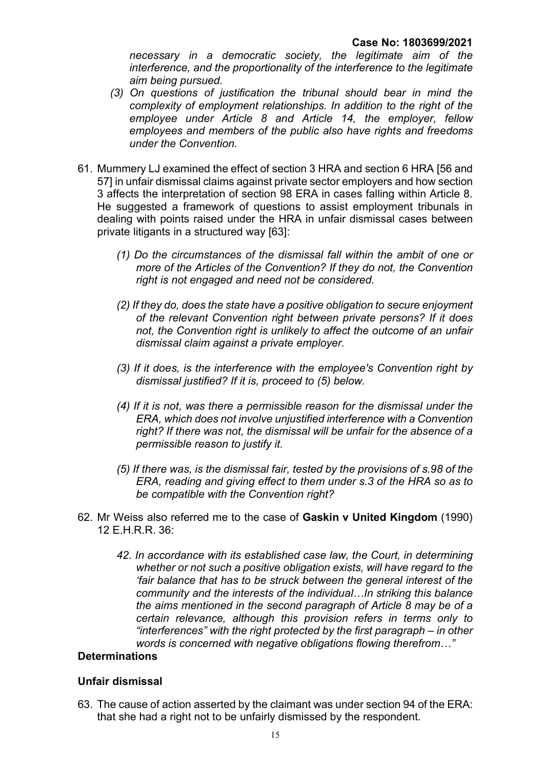*necessary in a democratic society, the legitimate aim of the interference, and the proportionality of the interference to the legitimate aim being pursued.*

*(3) On questions of justification the tribunal should bear in mind the complexity of employment relationships. In addition to the right of the employee under Article 8 and Article 14, the employer, fellow employees and members of the public also have rights and freedoms under the Convention.*

61. Mummery LJ examined the effect of section 3 HRA and section 6 HRA [56 and 57] in unfair dismissal claims against private sector employers and how section 3 affects the interpretation of section 98 ERA in cases falling within Article 8. He suggested a framework of questions to assist employment tribunals in dealing with points raised under the HRA in unfair dismissal cases between private litigants in a structured way [63]:

    *(1) Do the circumstances of the dismissal fall within the ambit of one or more of the Articles of the Convention? If they do not, the Convention right is not engaged and need not be considered.*

    *(2) If they do, does the state have a positive obligation to secure enjoyment of the relevant Convention right between private persons? If it does not, the Convention right is unlikely to affect the outcome of an unfair dismissal claim against a private employer.*

    *(3) If it does, is the interference with the employee's Convention right by dismissal justified? If it is, proceed to (5) below.*

    *(4) If it is not, was there a permissible reason for the dismissal under the ERA, which does not involve unjustified interference with a Convention right? If there was not, the dismissal will be unfair for the absence of a permissible reason to justify it.*

    *(5) If there was, is the dismissal fair, tested by the provisions of s.98 of the ERA, reading and giving effect to them under s.3 of the HRA so as to be compatible with the Convention right?*

62. Mr Weiss also referred me to the case of **Gaskin v United Kingdom** (1990) 12 E.H.R.R. 36:

    *42. In accordance with its established case law, the Court, in determining whether or not such a positive obligation exists, will have regard to the 'fair balance that has to be struck between the general interest of the community and the interests of the individual…In striking this balance the aims mentioned in the second paragraph of Article 8 may be of a certain relevance, although this provision refers in terms only to "interferences" with the right protected by the first paragraph – in other words is concerned with negative obligations flowing therefrom…"*

## Determinations

### Unfair dismissal

63. The cause of action asserted by the claimant was under section 94 of the ERA: that she had a right not to be unfairly dismissed by the respondent.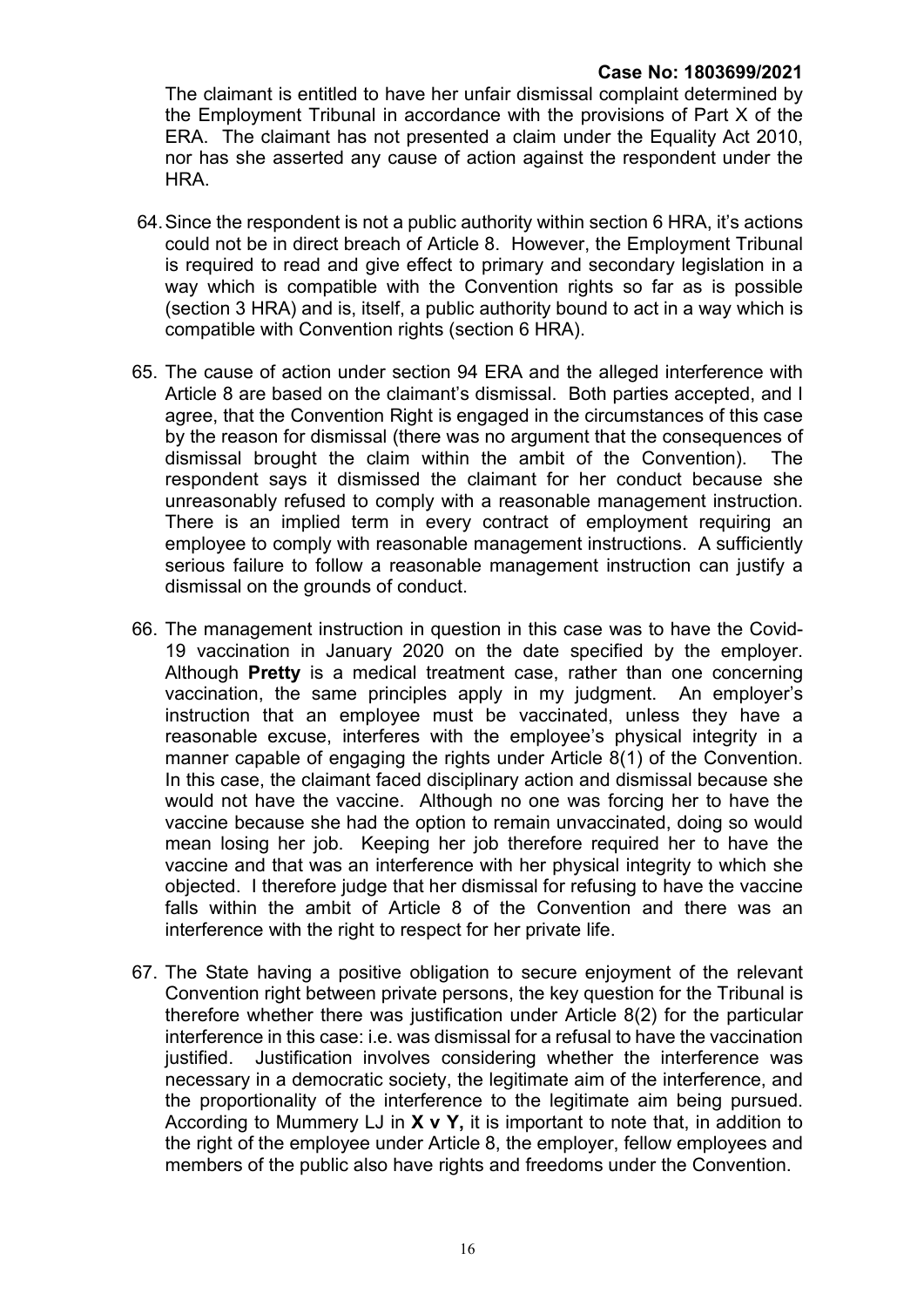The claimant is entitled to have her unfair dismissal complaint determined by the Employment Tribunal in accordance with the provisions of Part X of the ERA. The claimant has not presented a claim under the Equality Act 2010, nor has she asserted any cause of action against the respondent under the HRA.

64. Since the respondent is not a public authority within section 6 HRA, it's actions could not be in direct breach of Article 8. However, the Employment Tribunal is required to read and give effect to primary and secondary legislation in a way which is compatible with the Convention rights so far as is possible (section 3 HRA) and is, itself, a public authority bound to act in a way which is compatible with Convention rights (section 6 HRA).

65. The cause of action under section 94 ERA and the alleged interference with Article 8 are based on the claimant's dismissal. Both parties accepted, and I agree, that the Convention Right is engaged in the circumstances of this case by the reason for dismissal (there was no argument that the consequences of dismissal brought the claim within the ambit of the Convention). The respondent says it dismissed the claimant for her conduct because she unreasonably refused to comply with a reasonable management instruction. There is an implied term in every contract of employment requiring an employee to comply with reasonable management instructions. A sufficiently serious failure to follow a reasonable management instruction can justify a dismissal on the grounds of conduct.

66. The management instruction in question in this case was to have the Covid-19 vaccination in January 2020 on the date specified by the employer. Although **Pretty** is a medical treatment case, rather than one concerning vaccination, the same principles apply in my judgment. An employer's instruction that an employee must be vaccinated, unless they have a reasonable excuse, interferes with the employee's physical integrity in a manner capable of engaging the rights under Article 8(1) of the Convention. In this case, the claimant faced disciplinary action and dismissal because she would not have the vaccine. Although no one was forcing her to have the vaccine because she had the option to remain unvaccinated, doing so would mean losing her job. Keeping her job therefore required her to have the vaccine and that was an interference with her physical integrity to which she objected. I therefore judge that her dismissal for refusing to have the vaccine falls within the ambit of Article 8 of the Convention and there was an interference with the right to respect for her private life.

67. The State having a positive obligation to secure enjoyment of the relevant Convention right between private persons, the key question for the Tribunal is therefore whether there was justification under Article 8(2) for the particular interference in this case: i.e. was dismissal for a refusal to have the vaccination justified. Justification involves considering whether the interference was necessary in a democratic society, the legitimate aim of the interference, and the proportionality of the interference to the legitimate aim being pursued. According to Mummery LJ in **X v Y,** it is important to note that, in addition to the right of the employee under Article 8, the employer, fellow employees and members of the public also have rights and freedoms under the Convention.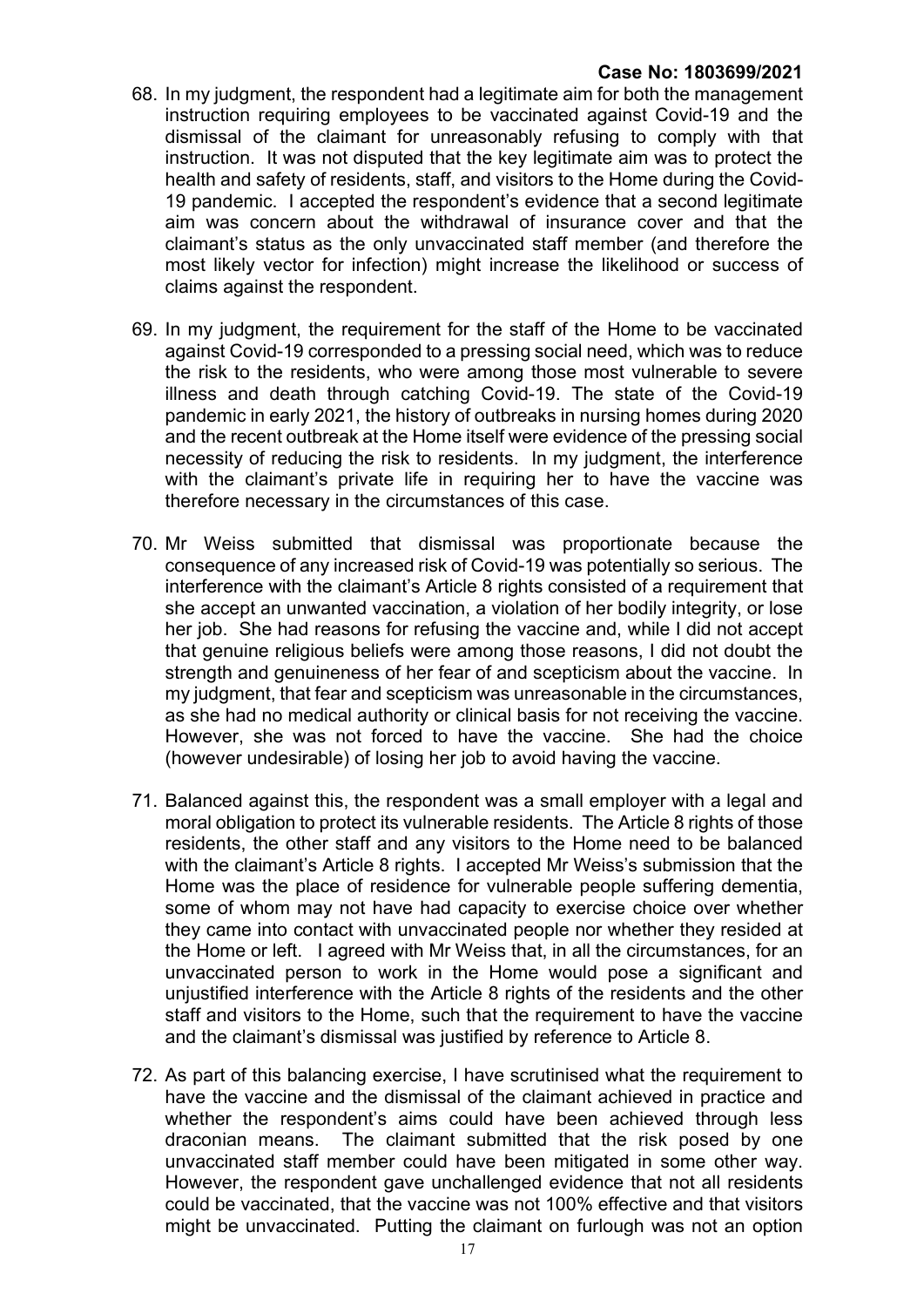68. In my judgment, the respondent had a legitimate aim for both the management instruction requiring employees to be vaccinated against Covid-19 and the dismissal of the claimant for unreasonably refusing to comply with that instruction. It was not disputed that the key legitimate aim was to protect the health and safety of residents, staff, and visitors to the Home during the Covid-19 pandemic. I accepted the respondent's evidence that a second legitimate aim was concern about the withdrawal of insurance cover and that the claimant's status as the only unvaccinated staff member (and therefore the most likely vector for infection) might increase the likelihood or success of claims against the respondent.

69. In my judgment, the requirement for the staff of the Home to be vaccinated against Covid-19 corresponded to a pressing social need, which was to reduce the risk to the residents, who were among those most vulnerable to severe illness and death through catching Covid-19. The state of the Covid-19 pandemic in early 2021, the history of outbreaks in nursing homes during 2020 and the recent outbreak at the Home itself were evidence of the pressing social necessity of reducing the risk to residents. In my judgment, the interference with the claimant's private life in requiring her to have the vaccine was therefore necessary in the circumstances of this case.

70. Mr Weiss submitted that dismissal was proportionate because the consequence of any increased risk of Covid-19 was potentially so serious. The interference with the claimant's Article 8 rights consisted of a requirement that she accept an unwanted vaccination, a violation of her bodily integrity, or lose her job. She had reasons for refusing the vaccine and, while I did not accept that genuine religious beliefs were among those reasons, I did not doubt the strength and genuineness of her fear of and scepticism about the vaccine. In my judgment, that fear and scepticism was unreasonable in the circumstances, as she had no medical authority or clinical basis for not receiving the vaccine. However, she was not forced to have the vaccine. She had the choice (however undesirable) of losing her job to avoid having the vaccine.

71. Balanced against this, the respondent was a small employer with a legal and moral obligation to protect its vulnerable residents. The Article 8 rights of those residents, the other staff and any visitors to the Home need to be balanced with the claimant's Article 8 rights. I accepted Mr Weiss's submission that the Home was the place of residence for vulnerable people suffering dementia, some of whom may not have had capacity to exercise choice over whether they came into contact with unvaccinated people nor whether they resided at the Home or left. I agreed with Mr Weiss that, in all the circumstances, for an unvaccinated person to work in the Home would pose a significant and unjustified interference with the Article 8 rights of the residents and the other staff and visitors to the Home, such that the requirement to have the vaccine and the claimant's dismissal was justified by reference to Article 8.

72. As part of this balancing exercise, I have scrutinised what the requirement to have the vaccine and the dismissal of the claimant achieved in practice and whether the respondent's aims could have been achieved through less draconian means. The claimant submitted that the risk posed by one unvaccinated staff member could have been mitigated in some other way. However, the respondent gave unchallenged evidence that not all residents could be vaccinated, that the vaccine was not 100% effective and that visitors might be unvaccinated. Putting the claimant on furlough was not an option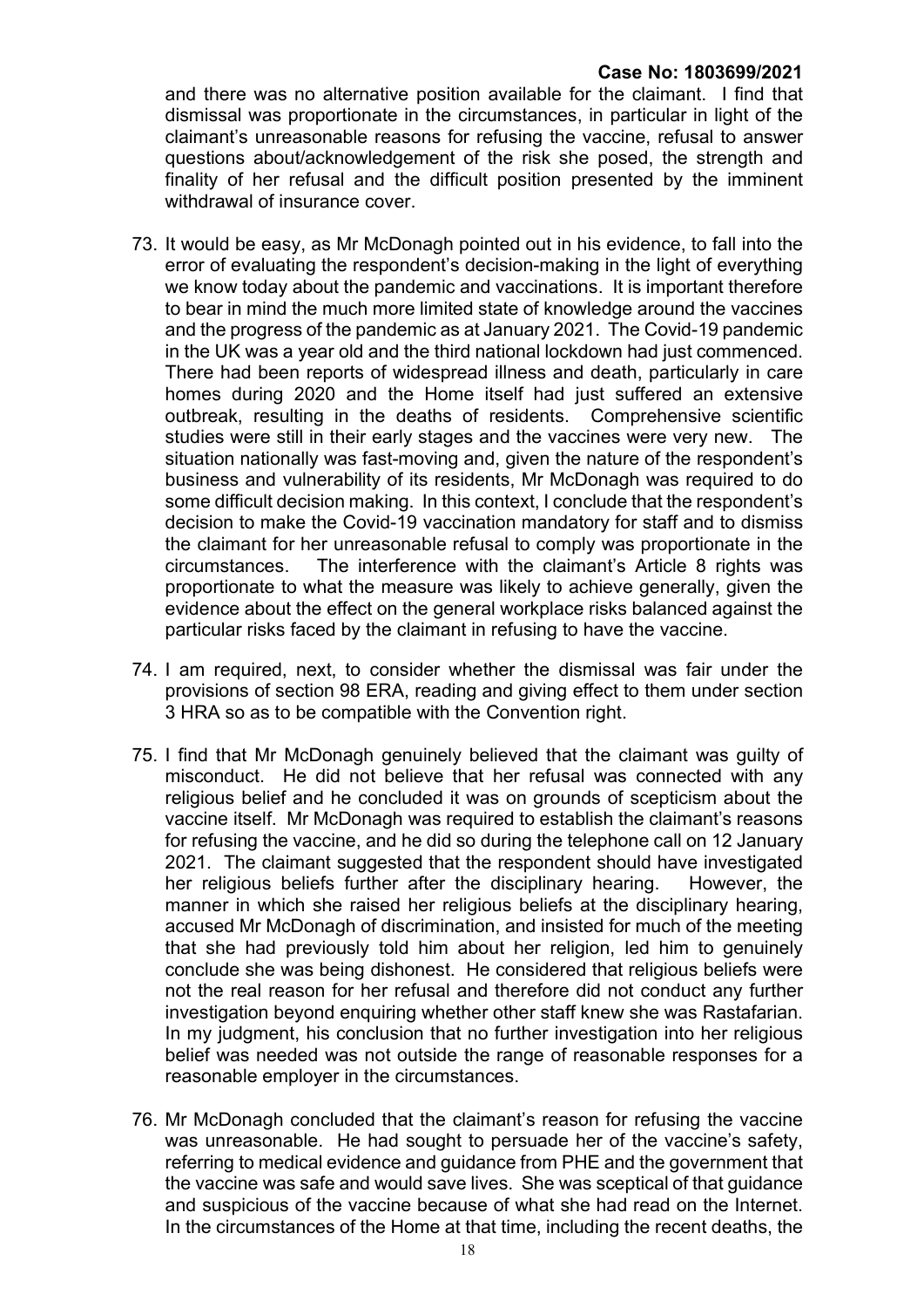and there was no alternative position available for the claimant. I find that dismissal was proportionate in the circumstances, in particular in light of the claimant's unreasonable reasons for refusing the vaccine, refusal to answer questions about/acknowledgement of the risk she posed, the strength and finality of her refusal and the difficult position presented by the imminent withdrawal of insurance cover.

73. It would be easy, as Mr McDonagh pointed out in his evidence, to fall into the error of evaluating the respondent's decision-making in the light of everything we know today about the pandemic and vaccinations. It is important therefore to bear in mind the much more limited state of knowledge around the vaccines and the progress of the pandemic as at January 2021. The Covid-19 pandemic in the UK was a year old and the third national lockdown had just commenced. There had been reports of widespread illness and death, particularly in care homes during 2020 and the Home itself had just suffered an extensive outbreak, resulting in the deaths of residents. Comprehensive scientific studies were still in their early stages and the vaccines were very new. The situation nationally was fast-moving and, given the nature of the respondent's business and vulnerability of its residents, Mr McDonagh was required to do some difficult decision making. In this context, I conclude that the respondent's decision to make the Covid-19 vaccination mandatory for staff and to dismiss the claimant for her unreasonable refusal to comply was proportionate in the circumstances. The interference with the claimant's Article 8 rights was proportionate to what the measure was likely to achieve generally, given the evidence about the effect on the general workplace risks balanced against the particular risks faced by the claimant in refusing to have the vaccine.

74. I am required, next, to consider whether the dismissal was fair under the provisions of section 98 ERA, reading and giving effect to them under section 3 HRA so as to be compatible with the Convention right.

75. I find that Mr McDonagh genuinely believed that the claimant was guilty of misconduct. He did not believe that her refusal was connected with any religious belief and he concluded it was on grounds of scepticism about the vaccine itself. Mr McDonagh was required to establish the claimant's reasons for refusing the vaccine, and he did so during the telephone call on 12 January 2021. The claimant suggested that the respondent should have investigated her religious beliefs further after the disciplinary hearing. However, the manner in which she raised her religious beliefs at the disciplinary hearing, accused Mr McDonagh of discrimination, and insisted for much of the meeting that she had previously told him about her religion, led him to genuinely conclude she was being dishonest. He considered that religious beliefs were not the real reason for her refusal and therefore did not conduct any further investigation beyond enquiring whether other staff knew she was Rastafarian. In my judgment, his conclusion that no further investigation into her religious belief was needed was not outside the range of reasonable responses for a reasonable employer in the circumstances.

76. Mr McDonagh concluded that the claimant's reason for refusing the vaccine was unreasonable. He had sought to persuade her of the vaccine's safety, referring to medical evidence and guidance from PHE and the government that the vaccine was safe and would save lives. She was sceptical of that guidance and suspicious of the vaccine because of what she had read on the Internet. In the circumstances of the Home at that time, including the recent deaths, the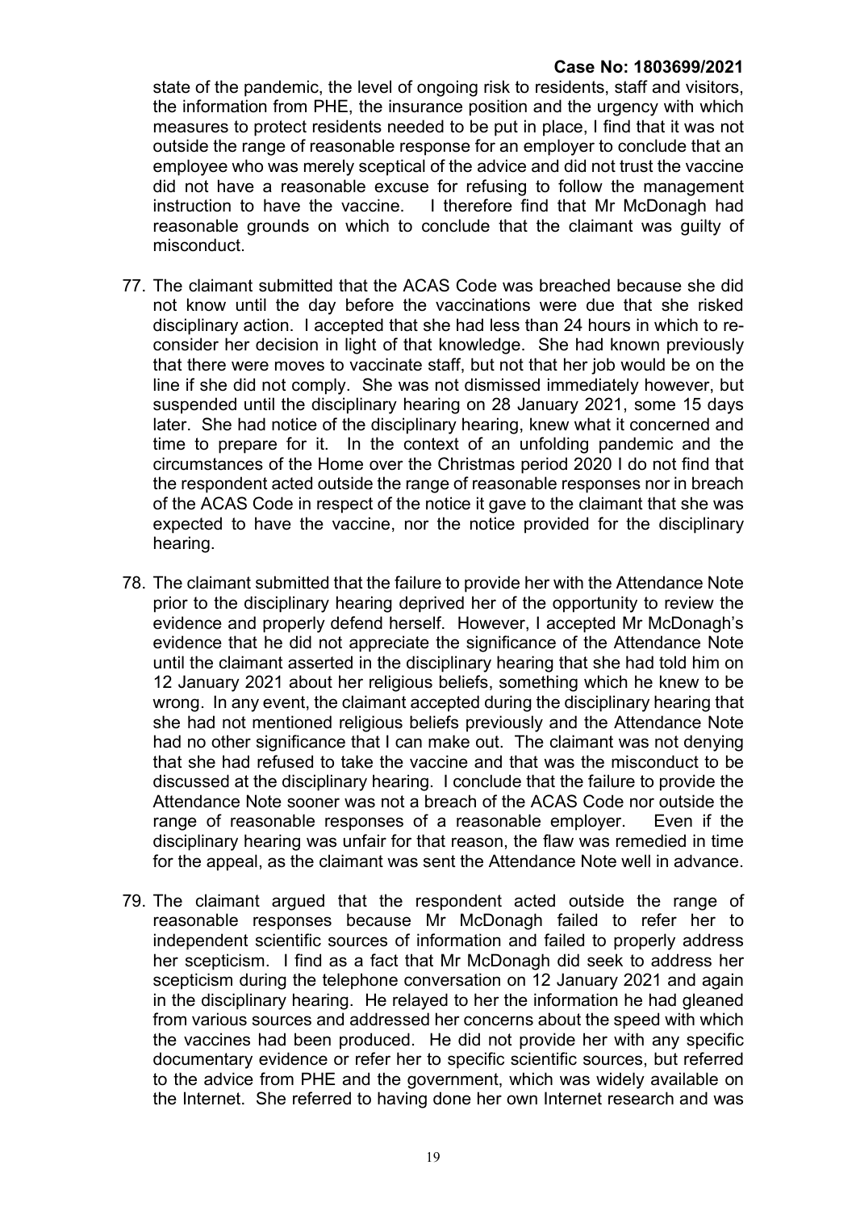state of the pandemic, the level of ongoing risk to residents, staff and visitors, the information from PHE, the insurance position and the urgency with which measures to protect residents needed to be put in place, I find that it was not outside the range of reasonable response for an employer to conclude that an employee who was merely sceptical of the advice and did not trust the vaccine did not have a reasonable excuse for refusing to follow the management instruction to have the vaccine. I therefore find that Mr McDonagh had reasonable grounds on which to conclude that the claimant was guilty of misconduct.

77. The claimant submitted that the ACAS Code was breached because she did not know until the day before the vaccinations were due that she risked disciplinary action. I accepted that she had less than 24 hours in which to re-consider her decision in light of that knowledge. She had known previously that there were moves to vaccinate staff, but not that her job would be on the line if she did not comply. She was not dismissed immediately however, but suspended until the disciplinary hearing on 28 January 2021, some 15 days later. She had notice of the disciplinary hearing, knew what it concerned and time to prepare for it. In the context of an unfolding pandemic and the circumstances of the Home over the Christmas period 2020 I do not find that the respondent acted outside the range of reasonable responses nor in breach of the ACAS Code in respect of the notice it gave to the claimant that she was expected to have the vaccine, nor the notice provided for the disciplinary hearing.

78. The claimant submitted that the failure to provide her with the Attendance Note prior to the disciplinary hearing deprived her of the opportunity to review the evidence and properly defend herself. However, I accepted Mr McDonagh's evidence that he did not appreciate the significance of the Attendance Note until the claimant asserted in the disciplinary hearing that she had told him on 12 January 2021 about her religious beliefs, something which he knew to be wrong. In any event, the claimant accepted during the disciplinary hearing that she had not mentioned religious beliefs previously and the Attendance Note had no other significance that I can make out. The claimant was not denying that she had refused to take the vaccine and that was the misconduct to be discussed at the disciplinary hearing. I conclude that the failure to provide the Attendance Note sooner was not a breach of the ACAS Code nor outside the range of reasonable responses of a reasonable employer. Even if the disciplinary hearing was unfair for that reason, the flaw was remedied in time for the appeal, as the claimant was sent the Attendance Note well in advance.

79. The claimant argued that the respondent acted outside the range of reasonable responses because Mr McDonagh failed to refer her to independent scientific sources of information and failed to properly address her scepticism. I find as a fact that Mr McDonagh did seek to address her scepticism during the telephone conversation on 12 January 2021 and again in the disciplinary hearing. He relayed to her the information he had gleaned from various sources and addressed her concerns about the speed with which the vaccines had been produced. He did not provide her with any specific documentary evidence or refer her to specific scientific sources, but referred to the advice from PHE and the government, which was widely available on the Internet. She referred to having done her own Internet research and was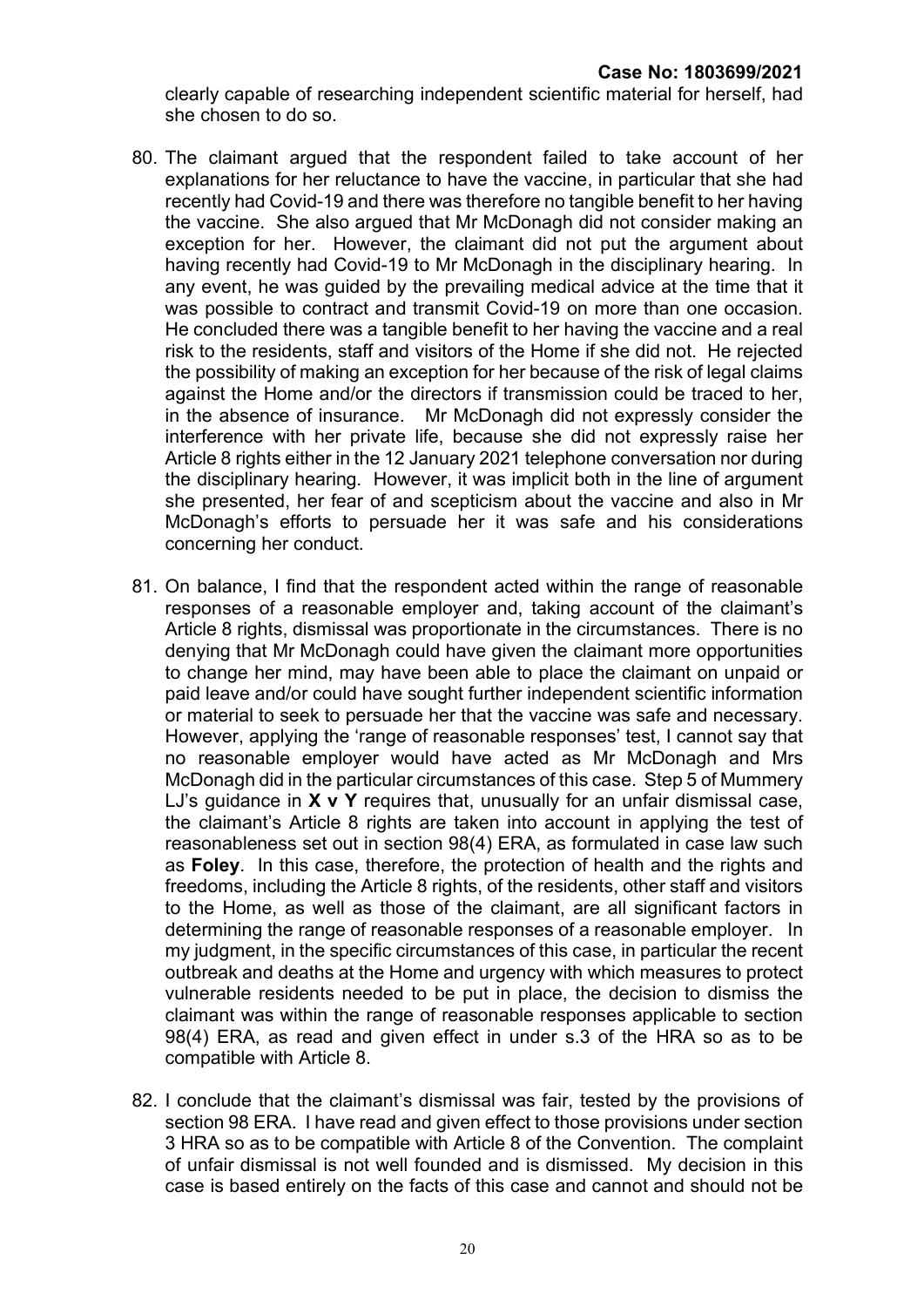clearly capable of researching independent scientific material for herself, had she chosen to do so.

80. The claimant argued that the respondent failed to take account of her explanations for her reluctance to have the vaccine, in particular that she had recently had Covid-19 and there was therefore no tangible benefit to her having the vaccine. She also argued that Mr McDonagh did not consider making an exception for her. However, the claimant did not put the argument about having recently had Covid-19 to Mr McDonagh in the disciplinary hearing. In any event, he was guided by the prevailing medical advice at the time that it was possible to contract and transmit Covid-19 on more than one occasion. He concluded there was a tangible benefit to her having the vaccine and a real risk to the residents, staff and visitors of the Home if she did not. He rejected the possibility of making an exception for her because of the risk of legal claims against the Home and/or the directors if transmission could be traced to her, in the absence of insurance. Mr McDonagh did not expressly consider the interference with her private life, because she did not expressly raise her Article 8 rights either in the 12 January 2021 telephone conversation nor during the disciplinary hearing. However, it was implicit both in the line of argument she presented, her fear of and scepticism about the vaccine and also in Mr McDonagh's efforts to persuade her it was safe and his considerations concerning her conduct.

81. On balance, I find that the respondent acted within the range of reasonable responses of a reasonable employer and, taking account of the claimant's Article 8 rights, dismissal was proportionate in the circumstances. There is no denying that Mr McDonagh could have given the claimant more opportunities to change her mind, may have been able to place the claimant on unpaid or paid leave and/or could have sought further independent scientific information or material to seek to persuade her that the vaccine was safe and necessary. However, applying the 'range of reasonable responses' test, I cannot say that no reasonable employer would have acted as Mr McDonagh and Mrs McDonagh did in the particular circumstances of this case. Step 5 of Mummery LJ's guidance in **X v Y** requires that, unusually for an unfair dismissal case, the claimant's Article 8 rights are taken into account in applying the test of reasonableness set out in section 98(4) ERA, as formulated in case law such as **Foley**. In this case, therefore, the protection of health and the rights and freedoms, including the Article 8 rights, of the residents, other staff and visitors to the Home, as well as those of the claimant, are all significant factors in determining the range of reasonable responses of a reasonable employer. In my judgment, in the specific circumstances of this case, in particular the recent outbreak and deaths at the Home and urgency with which measures to protect vulnerable residents needed to be put in place, the decision to dismiss the claimant was within the range of reasonable responses applicable to section 98(4) ERA, as read and given effect in under s.3 of the HRA so as to be compatible with Article 8.

82. I conclude that the claimant's dismissal was fair, tested by the provisions of section 98 ERA. I have read and given effect to those provisions under section 3 HRA so as to be compatible with Article 8 of the Convention. The complaint of unfair dismissal is not well founded and is dismissed. My decision in this case is based entirely on the facts of this case and cannot and should not be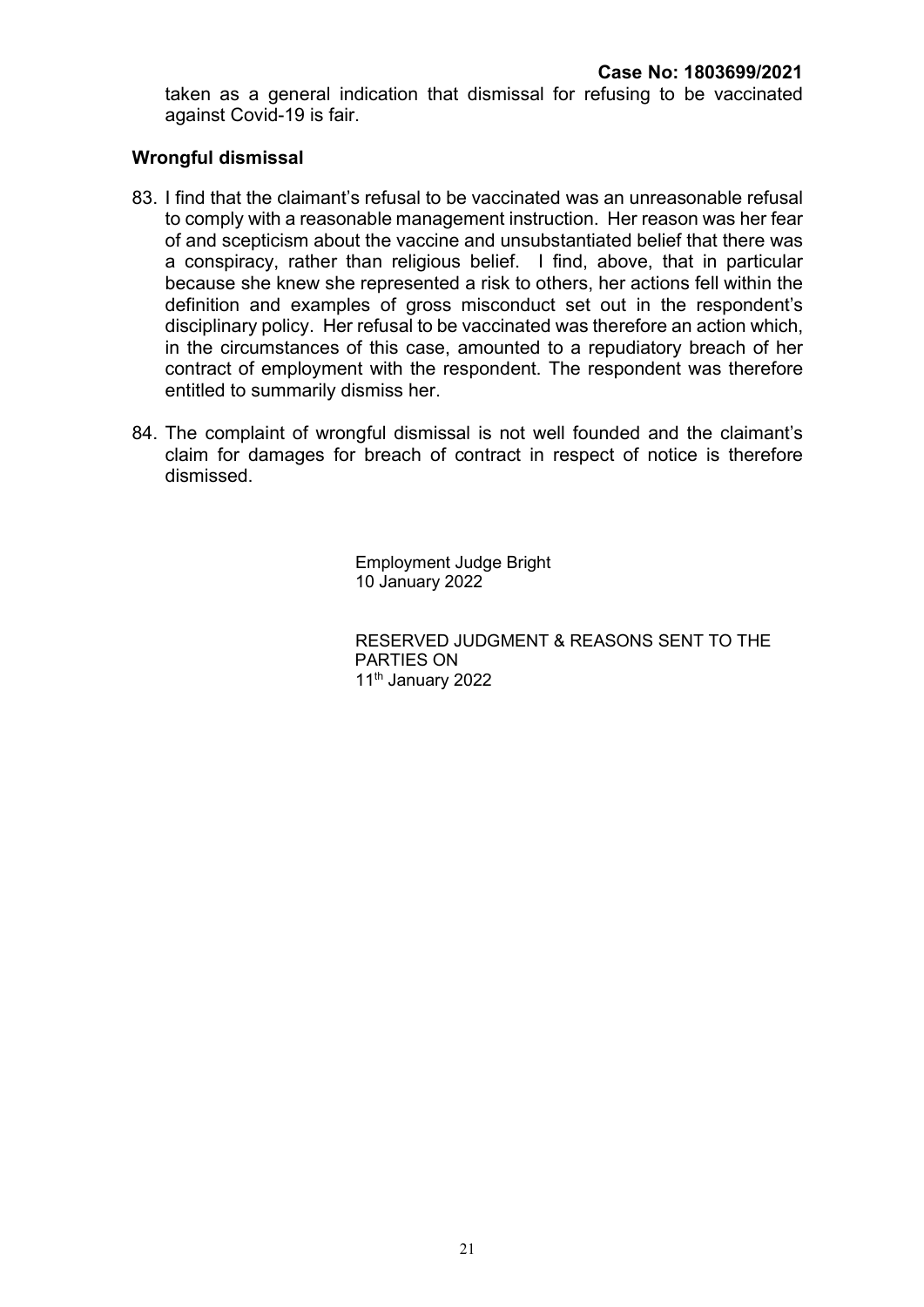taken as a general indication that dismissal for refusing to be vaccinated against Covid-19 is fair.

**Wrongful dismissal**

83. I find that the claimant's refusal to be vaccinated was an unreasonable refusal to comply with a reasonable management instruction. Her reason was her fear of and scepticism about the vaccine and unsubstantiated belief that there was a conspiracy, rather than religious belief. I find, above, that in particular because she knew she represented a risk to others, her actions fell within the definition and examples of gross misconduct set out in the respondent's disciplinary policy. Her refusal to be vaccinated was therefore an action which, in the circumstances of this case, amounted to a repudiatory breach of her contract of employment with the respondent. The respondent was therefore entitled to summarily dismiss her.

84. The complaint of wrongful dismissal is not well founded and the claimant's claim for damages for breach of contract in respect of notice is therefore dismissed.

Employment Judge Bright
10 January 2022

RESERVED JUDGMENT & REASONS SENT TO THE PARTIES ON
11th January 2022